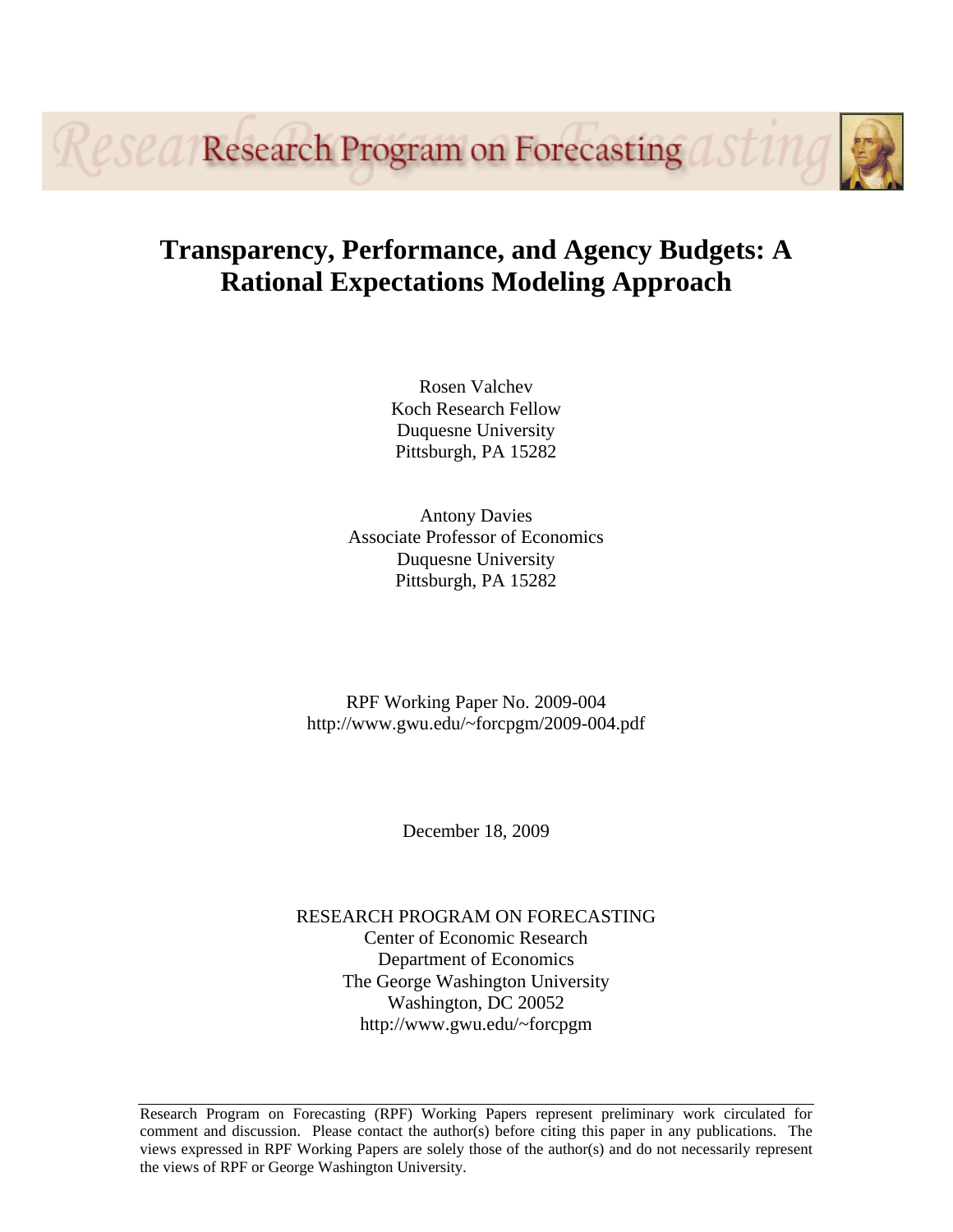Research Program on Forecasting

# Transparency, Performance, and Agency Budgets: A Rational Expectations Modeling Approach

Rosen Valchev
Koch Research Fellow
Duquesne University
Pittsburgh, PA 15282

Antony Davies
Associate Professor of Economics
Duquesne University
Pittsburgh, PA 15282

RPF Working Paper No. 2009-004
http://www.gwu.edu/~forcpgm/2009-004.pdf

December 18, 2009

RESEARCH PROGRAM ON FORECASTING
Center of Economic Research
Department of Economics
The George Washington University
Washington, DC 20052
http://www.gwu.edu/~forcpgm

---

Research Program on Forecasting (RPF) Working Papers represent preliminary work circulated for comment and discussion. Please contact the author(s) before citing this paper in any publications. The views expressed in RPF Working Papers are solely those of the author(s) and do not necessarily represent the views of RPF or George Washington University.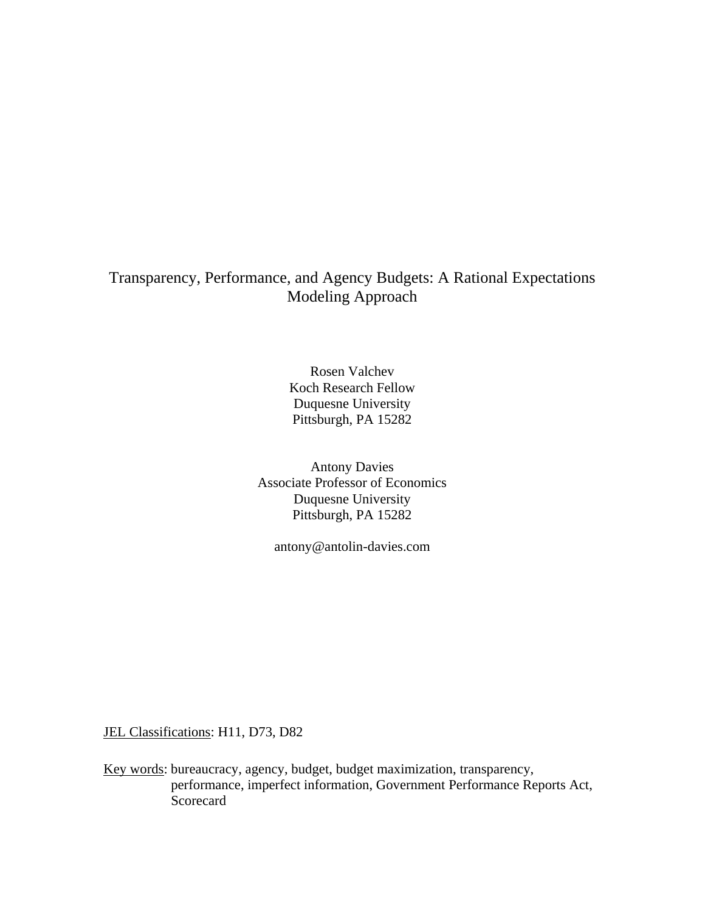# Transparency, Performance, and Agency Budgets: A Rational Expectations Modeling Approach

Rosen Valchev
Koch Research Fellow
Duquesne University
Pittsburgh, PA 15282

Antony Davies
Associate Professor of Economics
Duquesne University
Pittsburgh, PA 15282

antony@antolin-davies.com

<u>JEL Classifications</u>: H11, D73, D82

<u>Key words</u>: bureaucracy, agency, budget, budget maximization, transparency, performance, imperfect information, Government Performance Reports Act, Scorecard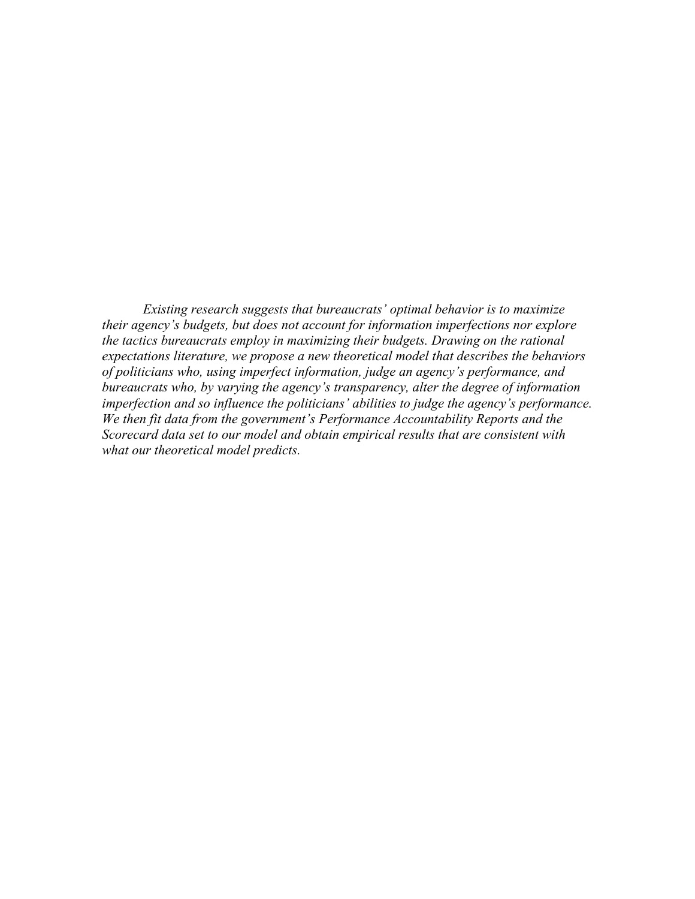*Existing research suggests that bureaucrats' optimal behavior is to maximize their agency's budgets, but does not account for information imperfections nor explore the tactics bureaucrats employ in maximizing their budgets. Drawing on the rational expectations literature, we propose a new theoretical model that describes the behaviors of politicians who, using imperfect information, judge an agency's performance, and bureaucrats who, by varying the agency's transparency, alter the degree of information imperfection and so influence the politicians' abilities to judge the agency's performance. We then fit data from the government's Performance Accountability Reports and the Scorecard data set to our model and obtain empirical results that are consistent with what our theoretical model predicts.*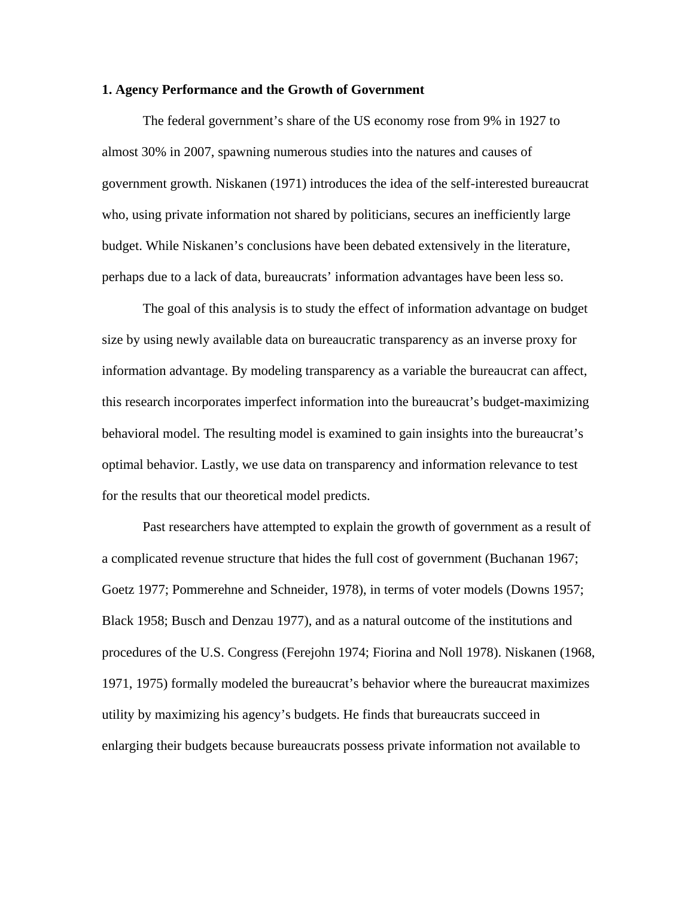## 1. Agency Performance and the Growth of Government

The federal government's share of the US economy rose from 9% in 1927 to almost 30% in 2007, spawning numerous studies into the natures and causes of government growth. Niskanen (1971) introduces the idea of the self-interested bureaucrat who, using private information not shared by politicians, secures an inefficiently large budget. While Niskanen's conclusions have been debated extensively in the literature, perhaps due to a lack of data, bureaucrats' information advantages have been less so.

The goal of this analysis is to study the effect of information advantage on budget size by using newly available data on bureaucratic transparency as an inverse proxy for information advantage. By modeling transparency as a variable the bureaucrat can affect, this research incorporates imperfect information into the bureaucrat's budget-maximizing behavioral model. The resulting model is examined to gain insights into the bureaucrat's optimal behavior. Lastly, we use data on transparency and information relevance to test for the results that our theoretical model predicts.

Past researchers have attempted to explain the growth of government as a result of a complicated revenue structure that hides the full cost of government (Buchanan 1967; Goetz 1977; Pommerehne and Schneider, 1978), in terms of voter models (Downs 1957; Black 1958; Busch and Denzau 1977), and as a natural outcome of the institutions and procedures of the U.S. Congress (Ferejohn 1974; Fiorina and Noll 1978). Niskanen (1968, 1971, 1975) formally modeled the bureaucrat's behavior where the bureaucrat maximizes utility by maximizing his agency's budgets. He finds that bureaucrats succeed in enlarging their budgets because bureaucrats possess private information not available to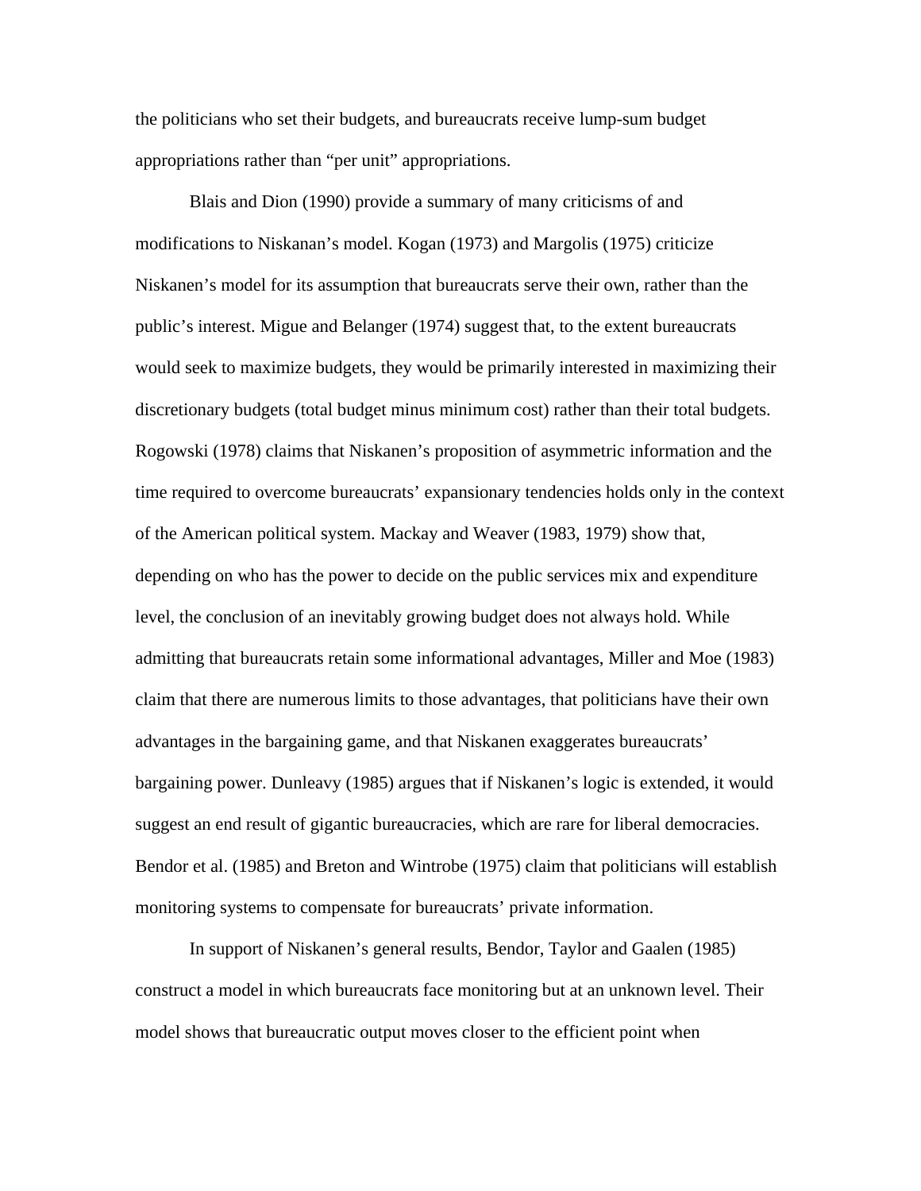the politicians who set their budgets, and bureaucrats receive lump-sum budget appropriations rather than "per unit" appropriations.

Blais and Dion (1990) provide a summary of many criticisms of and modifications to Niskanan's model. Kogan (1973) and Margolis (1975) criticize Niskanen's model for its assumption that bureaucrats serve their own, rather than the public's interest. Migue and Belanger (1974) suggest that, to the extent bureaucrats would seek to maximize budgets, they would be primarily interested in maximizing their discretionary budgets (total budget minus minimum cost) rather than their total budgets. Rogowski (1978) claims that Niskanen's proposition of asymmetric information and the time required to overcome bureaucrats' expansionary tendencies holds only in the context of the American political system. Mackay and Weaver (1983, 1979) show that, depending on who has the power to decide on the public services mix and expenditure level, the conclusion of an inevitably growing budget does not always hold. While admitting that bureaucrats retain some informational advantages, Miller and Moe (1983) claim that there are numerous limits to those advantages, that politicians have their own advantages in the bargaining game, and that Niskanen exaggerates bureaucrats' bargaining power. Dunleavy (1985) argues that if Niskanen's logic is extended, it would suggest an end result of gigantic bureaucracies, which are rare for liberal democracies. Bendor et al. (1985) and Breton and Wintrobe (1975) claim that politicians will establish monitoring systems to compensate for bureaucrats' private information.

In support of Niskanen's general results, Bendor, Taylor and Gaalen (1985) construct a model in which bureaucrats face monitoring but at an unknown level. Their model shows that bureaucratic output moves closer to the efficient point when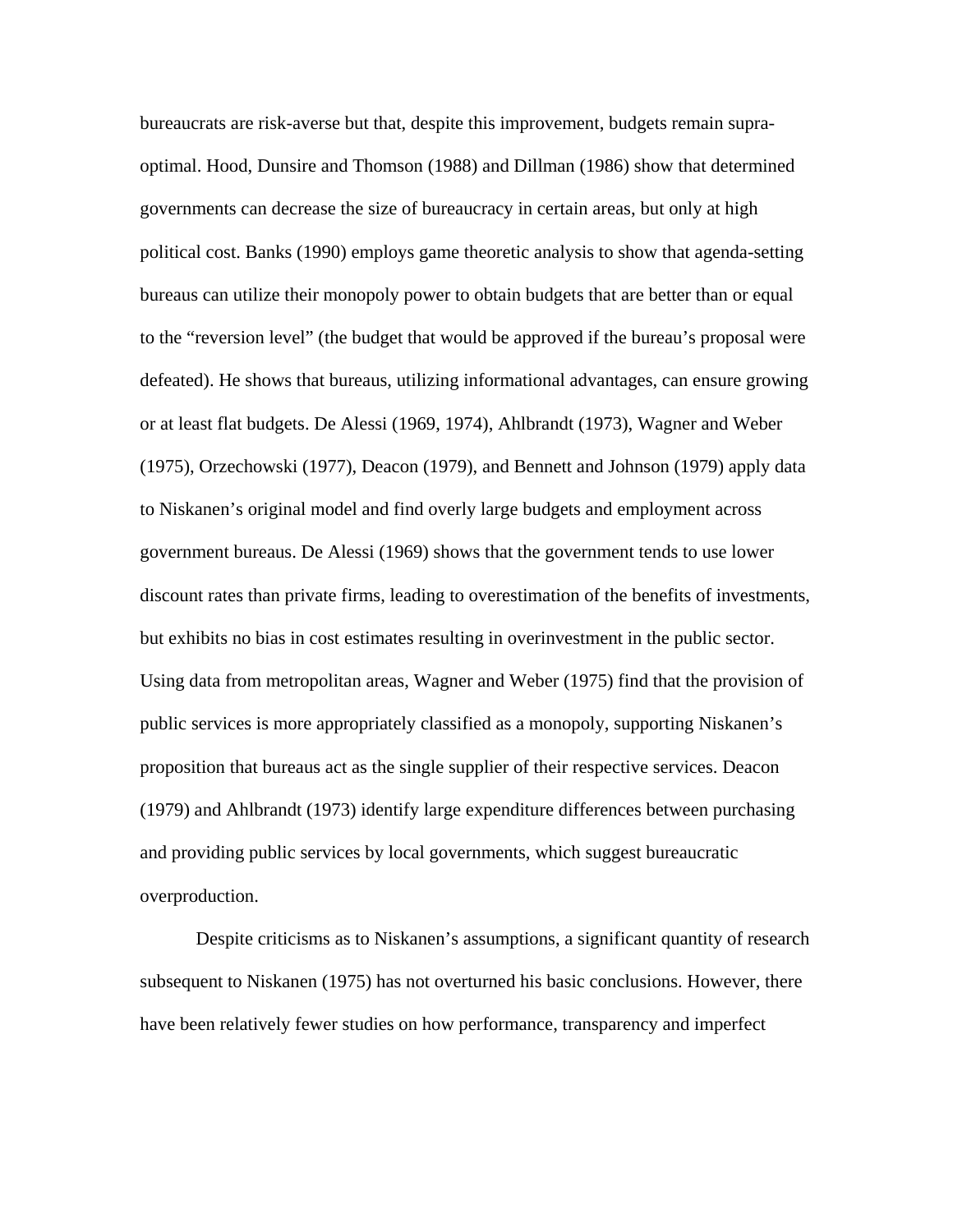bureaucrats are risk-averse but that, despite this improvement, budgets remain supra-optimal. Hood, Dunsire and Thomson (1988) and Dillman (1986) show that determined governments can decrease the size of bureaucracy in certain areas, but only at high political cost. Banks (1990) employs game theoretic analysis to show that agenda-setting bureaus can utilize their monopoly power to obtain budgets that are better than or equal to the "reversion level" (the budget that would be approved if the bureau's proposal were defeated). He shows that bureaus, utilizing informational advantages, can ensure growing or at least flat budgets. De Alessi (1969, 1974), Ahlbrandt (1973), Wagner and Weber (1975), Orzechowski (1977), Deacon (1979), and Bennett and Johnson (1979) apply data to Niskanen's original model and find overly large budgets and employment across government bureaus. De Alessi (1969) shows that the government tends to use lower discount rates than private firms, leading to overestimation of the benefits of investments, but exhibits no bias in cost estimates resulting in overinvestment in the public sector. Using data from metropolitan areas, Wagner and Weber (1975) find that the provision of public services is more appropriately classified as a monopoly, supporting Niskanen's proposition that bureaus act as the single supplier of their respective services. Deacon (1979) and Ahlbrandt (1973) identify large expenditure differences between purchasing and providing public services by local governments, which suggest bureaucratic overproduction.

Despite criticisms as to Niskanen's assumptions, a significant quantity of research subsequent to Niskanen (1975) has not overturned his basic conclusions. However, there have been relatively fewer studies on how performance, transparency and imperfect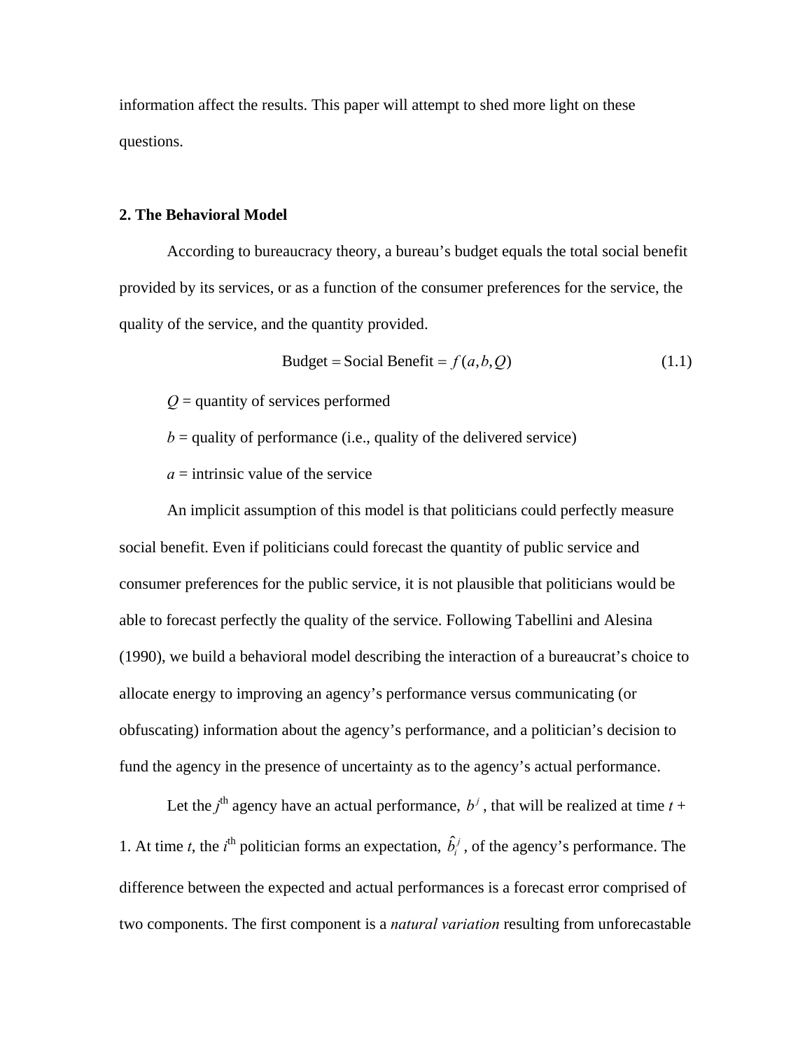information affect the results. This paper will attempt to shed more light on these questions.

## 2. The Behavioral Model

According to bureaucracy theory, a bureau's budget equals the total social benefit provided by its services, or as a function of the consumer preferences for the service, the quality of the service, and the quantity provided.

$$\text{Budget} = \text{Social Benefit} = f(a, b, Q) \tag{1.1}$$

$Q$ = quantity of services performed

$b$ = quality of performance (i.e., quality of the delivered service)

$a$ = intrinsic value of the service

An implicit assumption of this model is that politicians could perfectly measure social benefit. Even if politicians could forecast the quantity of public service and consumer preferences for the public service, it is not plausible that politicians would be able to forecast perfectly the quality of the service. Following Tabellini and Alesina (1990), we build a behavioral model describing the interaction of a bureaucrat's choice to allocate energy to improving an agency's performance versus communicating (or obfuscating) information about the agency's performance, and a politician's decision to fund the agency in the presence of uncertainty as to the agency's actual performance.

Let the $j^{\text{th}}$ agency have an actual performance, $b^j$, that will be realized at time $t$ + 1. At time $t$, the $i^{\text{th}}$ politician forms an expectation, $\hat{b}_i^j$, of the agency's performance. The difference between the expected and actual performances is a forecast error comprised of two components. The first component is a *natural variation* resulting from unforecastable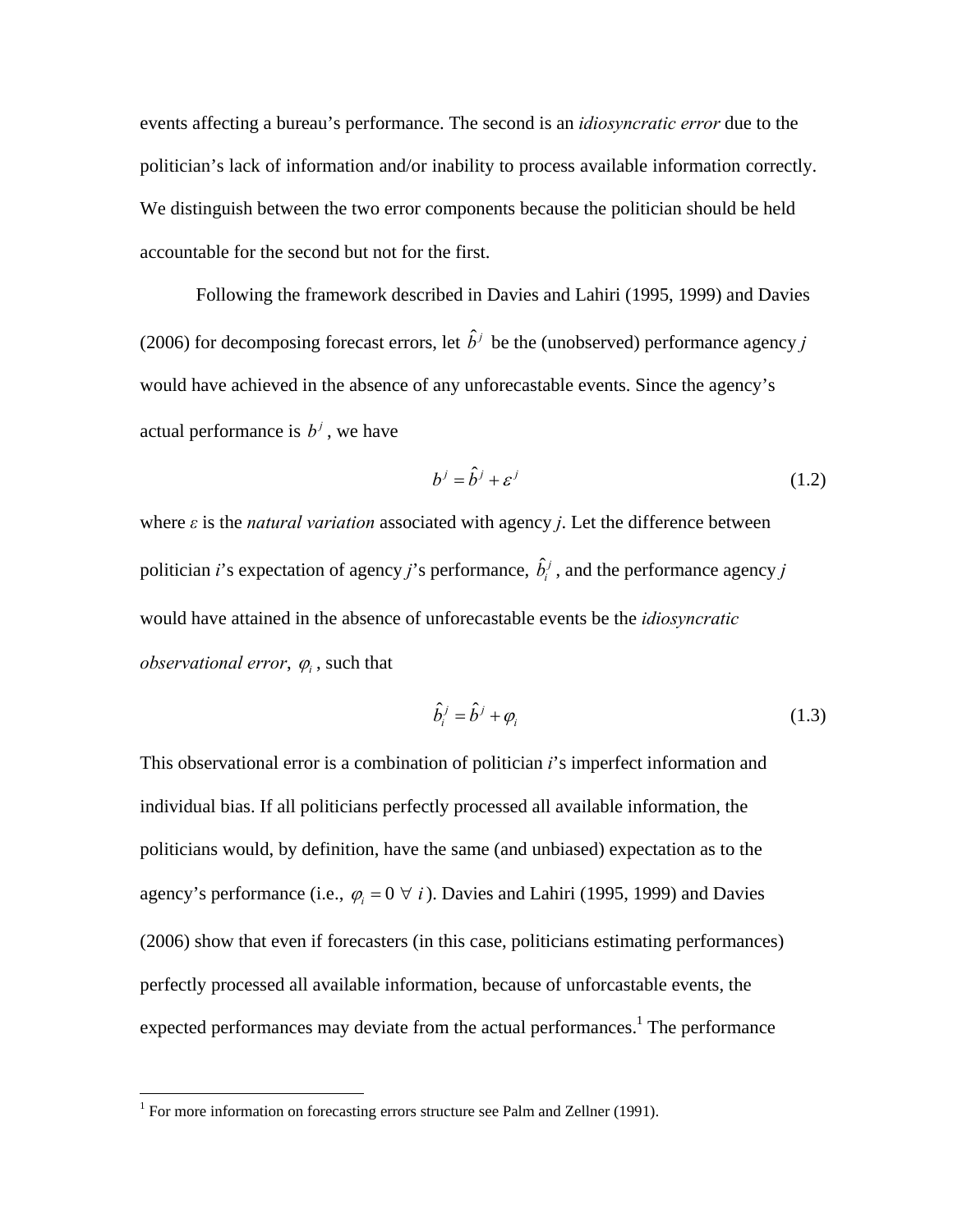events affecting a bureau's performance. The second is an *idiosyncratic error* due to the politician's lack of information and/or inability to process available information correctly. We distinguish between the two error components because the politician should be held accountable for the second but not for the first.

Following the framework described in Davies and Lahiri (1995, 1999) and Davies (2006) for decomposing forecast errors, let $\hat{b}^j$ be the (unobserved) performance agency *j* would have achieved in the absence of any unforecastable events. Since the agency's actual performance is $b^j$, we have

$$b^j = \hat{b}^j + \varepsilon^j \tag{1.2}$$

where $\varepsilon$ is the *natural variation* associated with agency *j*. Let the difference between politician *i*'s expectation of agency *j*'s performance, $\hat{b}_i^j$, and the performance agency *j* would have attained in the absence of unforecastable events be the *idiosyncratic observational error*, $\varphi_i$, such that

$$\hat{b}_i^j = \hat{b}^j + \varphi_i \tag{1.3}$$

This observational error is a combination of politician *i*'s imperfect information and individual bias. If all politicians perfectly processed all available information, the politicians would, by definition, have the same (and unbiased) expectation as to the agency's performance (i.e., $\varphi_i = 0 \;\forall\; i$). Davies and Lahiri (1995, 1999) and Davies (2006) show that even if forecasters (in this case, politicians estimating performances) perfectly processed all available information, because of unforcastable events, the expected performances may deviate from the actual performances.[1] The performance

[1] For more information on forecasting errors structure see Palm and Zellner (1991).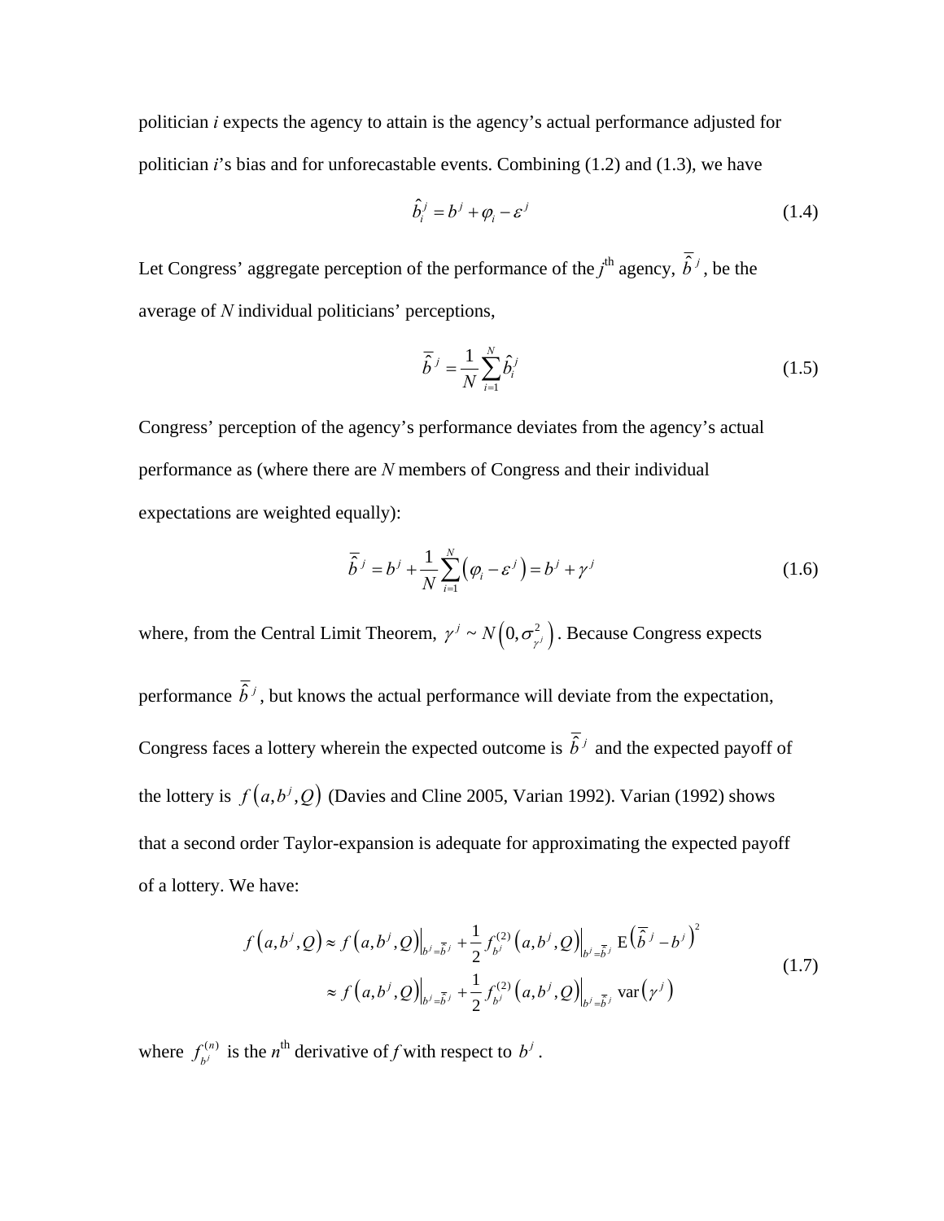politician *i* expects the agency to attain is the agency's actual performance adjusted for politician *i*'s bias and for unforecastable events. Combining (1.2) and (1.3), we have

$$\hat{b}_i^j = b^j + \varphi_i - \varepsilon^j \tag{1.4}$$

Let Congress' aggregate perception of the performance of the $j^{\text{th}}$ agency, $\bar{\hat{b}}^j$, be the average of *N* individual politicians' perceptions,

$$\bar{\hat{b}}^j = \frac{1}{N}\sum_{i=1}^{N} \hat{b}_i^j \tag{1.5}$$

Congress' perception of the agency's performance deviates from the agency's actual performance as (where there are *N* members of Congress and their individual expectations are weighted equally):

$$\bar{\hat{b}}^j = b^j + \frac{1}{N}\sum_{i=1}^{N}\left(\varphi_i - \varepsilon^j\right) = b^j + \gamma^j \tag{1.6}$$

where, from the Central Limit Theorem, $\gamma^j \sim N\left(0, \sigma_{\gamma^j}^2\right)$. Because Congress expects performance $\bar{\hat{b}}^j$, but knows the actual performance will deviate from the expectation, Congress faces a lottery wherein the expected outcome is $\bar{\hat{b}}^j$ and the expected payoff of the lottery is $f\left(a, b^j, Q\right)$ (Davies and Cline 2005, Varian 1992). Varian (1992) shows that a second order Taylor-expansion is adequate for approximating the expected payoff of a lottery. We have:

$$\begin{aligned} f\left(a, b^j, Q\right) &\approx f\left(a, b^j, Q\right)\Big|_{b^j = \bar{\hat{b}}^j} + \frac{1}{2} f_{b^j}^{(2)}\left(a, b^j, Q\right)\Big|_{b^j = \bar{\hat{b}}^j} \mathrm{E}\left(\bar{\hat{b}}^j - b^j\right)^2 \\ &\approx f\left(a, b^j, Q\right)\Big|_{b^j = \bar{\hat{b}}^j} + \frac{1}{2} f_{b^j}^{(2)}\left(a, b^j, Q\right)\Big|_{b^j = \bar{\hat{b}}^j} \mathrm{var}\left(\gamma^j\right) \end{aligned} \tag{1.7}$$

where $f_{b^j}^{(n)}$ is the $n^{\text{th}}$ derivative of *f* with respect to $b^j$.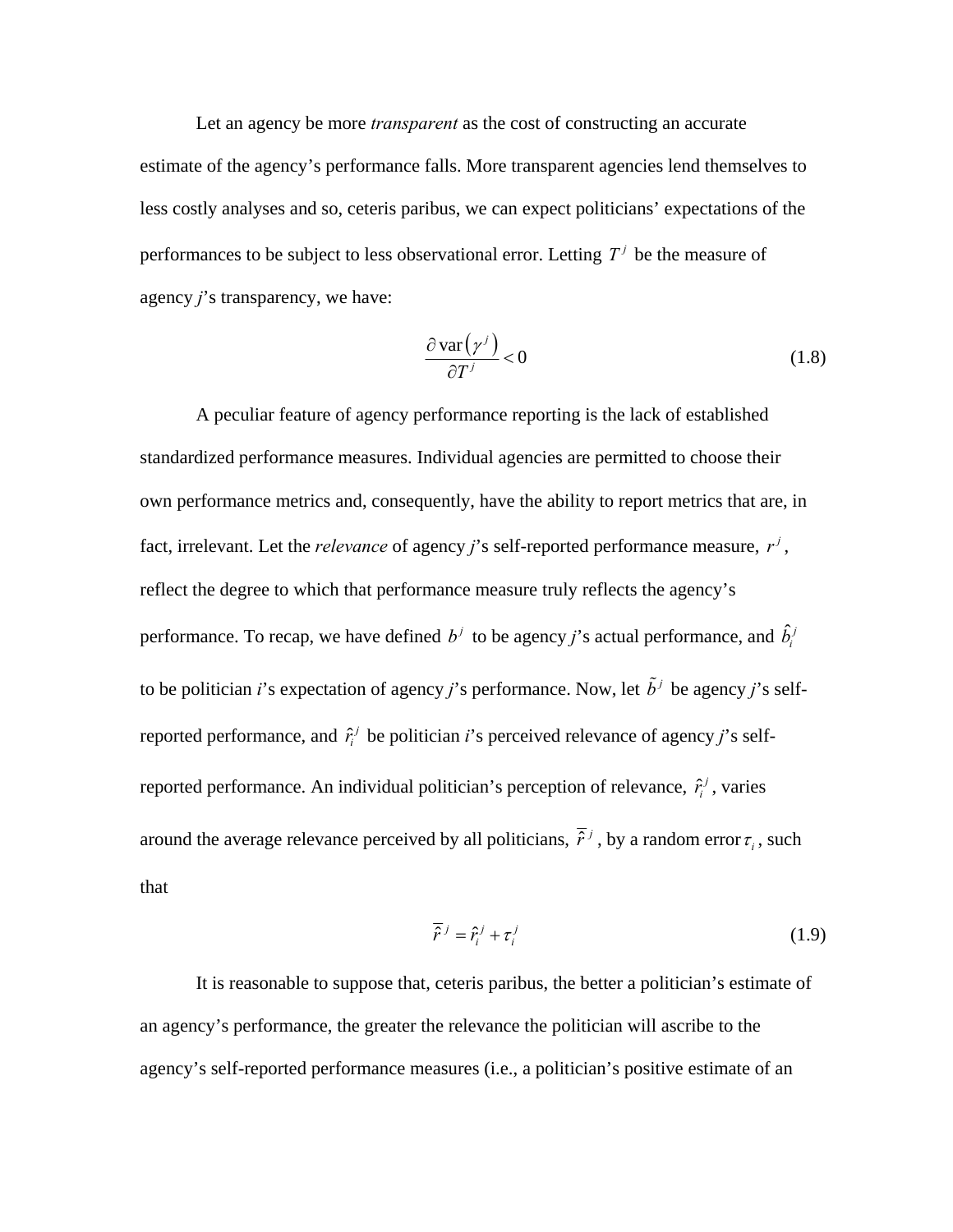Let an agency be more *transparent* as the cost of constructing an accurate estimate of the agency's performance falls. More transparent agencies lend themselves to less costly analyses and so, ceteris paribus, we can expect politicians' expectations of the performances to be subject to less observational error. Letting $T^j$ be the measure of agency *j*'s transparency, we have:

$$\frac{\partial \operatorname{var}\left(\gamma^j\right)}{\partial T^j} < 0 \tag{1.8}$$

A peculiar feature of agency performance reporting is the lack of established standardized performance measures. Individual agencies are permitted to choose their own performance metrics and, consequently, have the ability to report metrics that are, in fact, irrelevant. Let the *relevance* of agency *j*'s self-reported performance measure, $r^j$, reflect the degree to which that performance measure truly reflects the agency's performance. To recap, we have defined $b^j$ to be agency *j*'s actual performance, and $\hat{b}_i^j$ to be politician *i*'s expectation of agency *j*'s performance. Now, let $\tilde{b}^j$ be agency *j*'s self-reported performance, and $\hat{r}_i^j$ be politician *i*'s perceived relevance of agency *j*'s self-reported performance. An individual politician's perception of relevance, $\hat{r}_i^j$, varies around the average relevance perceived by all politicians, $\overline{\hat{r}}^j$, by a random error $\tau_i$, such that

$$\overline{\hat{r}}^j = \hat{r}_i^j + \tau_i^j \tag{1.9}$$

It is reasonable to suppose that, ceteris paribus, the better a politician's estimate of an agency's performance, the greater the relevance the politician will ascribe to the agency's self-reported performance measures (i.e., a politician's positive estimate of an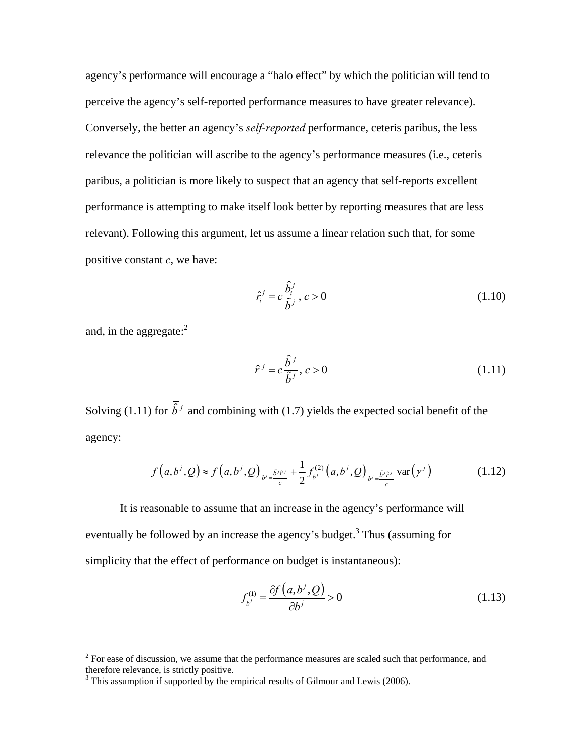agency's performance will encourage a "halo effect" by which the politician will tend to perceive the agency's self-reported performance measures to have greater relevance). Conversely, the better an agency's *self-reported* performance, ceteris paribus, the less relevance the politician will ascribe to the agency's performance measures (i.e., ceteris paribus, a politician is more likely to suspect that an agency that self-reports excellent performance is attempting to make itself look better by reporting measures that are less relevant). Following this argument, let us assume a linear relation such that, for some positive constant $c$, we have:

$$\hat{r}_i^j = c\frac{\hat{b}_i^j}{\tilde{b}^j},\ c > 0 \tag{1.10}$$

and, in the aggregate:[2]

$$\overline{\hat{r}}^j = c\frac{\overline{\hat{b}}^j}{\tilde{b}^j},\ c > 0 \tag{1.11}$$

Solving (1.11) for $\overline{\hat{b}}^j$ and combining with (1.7) yields the expected social benefit of the agency:

$$f\left(a, b^j, Q\right) \approx f\left(a, b^j, Q\right)\Big|_{b^j = \frac{\tilde{b}^j \overline{\hat{r}}^j}{c}} + \frac{1}{2} f_{b^j}^{(2)}\left(a, b^j, Q\right)\Big|_{b^j = \frac{\tilde{b}^j \overline{\hat{r}}^j}{c}} \operatorname{var}\left(\gamma^j\right) \tag{1.12}$$

It is reasonable to assume that an increase in the agency's performance will eventually be followed by an increase the agency's budget.[3] Thus (assuming for simplicity that the effect of performance on budget is instantaneous):

$$f_{b^j}^{(1)} = \frac{\partial f\left(a, b^j, Q\right)}{\partial b^j} > 0 \tag{1.13}$$

---

[2] For ease of discussion, we assume that the performance measures are scaled such that performance, and therefore relevance, is strictly positive.

[3] This assumption if supported by the empirical results of Gilmour and Lewis (2006).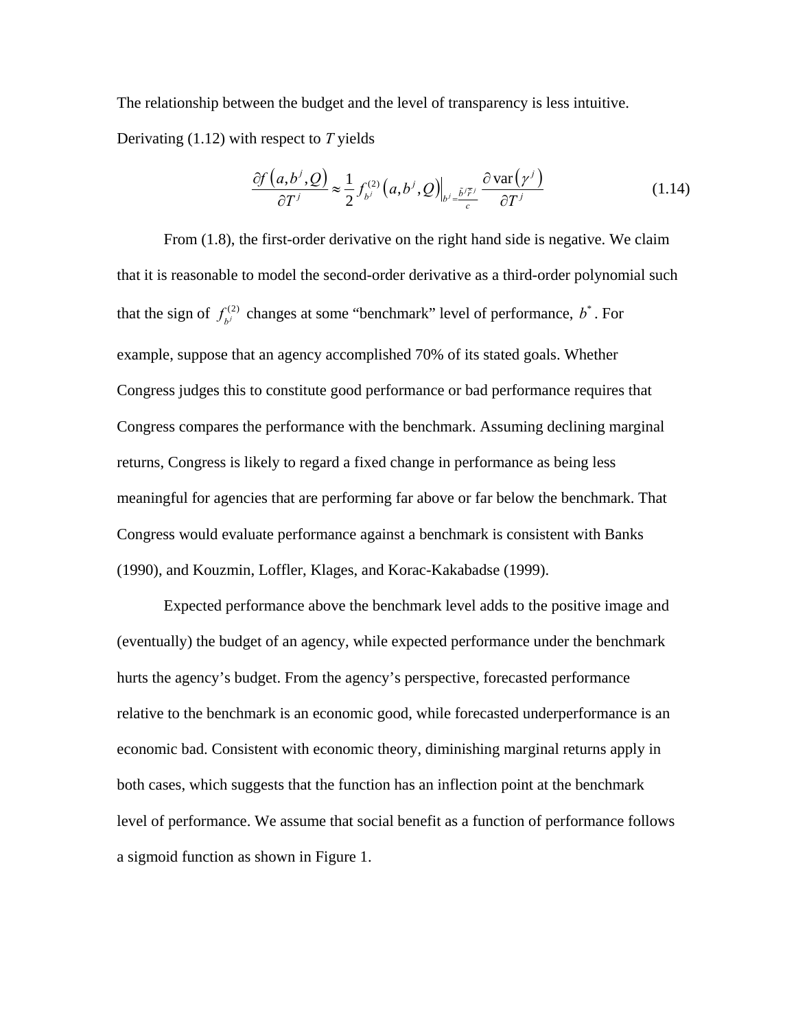The relationship between the budget and the level of transparency is less intuitive. Derivating (1.12) with respect to *T* yields

$$\frac{\partial f\left(a,b^j,Q\right)}{\partial T^j} \approx \frac{1}{2} f_{b^j}^{(2)}\left(a,b^j,Q\right)\Big|_{b^j=\frac{\bar{b}^j\bar{\gamma}^j}{c}} \frac{\partial\,\mathrm{var}\left(\gamma^j\right)}{\partial T^j} \tag{1.14}$$

From (1.8), the first-order derivative on the right hand side is negative. We claim that it is reasonable to model the second-order derivative as a third-order polynomial such that the sign of $f_{b^j}^{(2)}$ changes at some "benchmark" level of performance, $b^*$. For example, suppose that an agency accomplished 70% of its stated goals. Whether Congress judges this to constitute good performance or bad performance requires that Congress compares the performance with the benchmark. Assuming declining marginal returns, Congress is likely to regard a fixed change in performance as being less meaningful for agencies that are performing far above or far below the benchmark. That Congress would evaluate performance against a benchmark is consistent with Banks (1990), and Kouzmin, Loffler, Klages, and Korac-Kakabadse (1999).

Expected performance above the benchmark level adds to the positive image and (eventually) the budget of an agency, while expected performance under the benchmark hurts the agency's budget. From the agency's perspective, forecasted performance relative to the benchmark is an economic good, while forecasted underperformance is an economic bad. Consistent with economic theory, diminishing marginal returns apply in both cases, which suggests that the function has an inflection point at the benchmark level of performance. We assume that social benefit as a function of performance follows a sigmoid function as shown in Figure 1.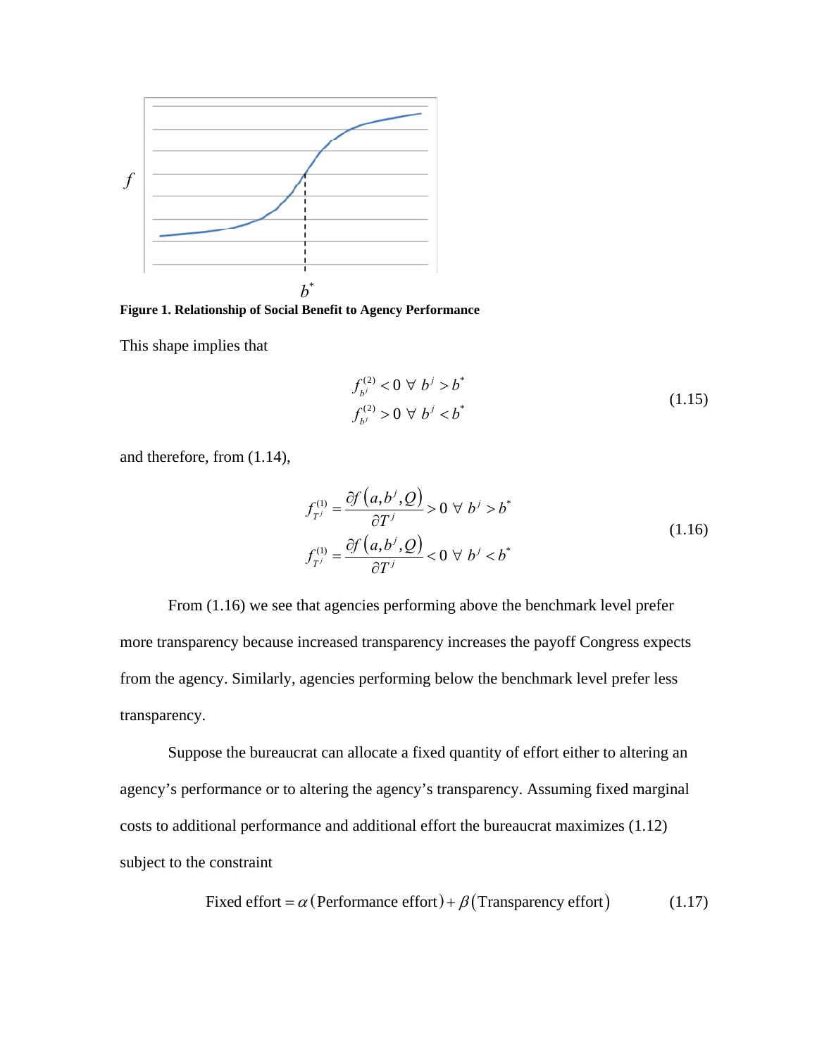Figure 1. Relationship of Social Benefit to Agency Performance

This shape implies that

$$
\begin{aligned}
f_{b^j}^{(2)} &< 0 \;\forall\; b^j > b^* \\
f_{b^j}^{(2)} &> 0 \;\forall\; b^j < b^*
\end{aligned}
\tag{1.15}
$$

and therefore, from (1.14),

$$
\begin{aligned}
f_{T^j}^{(1)} &= \frac{\partial f\left(a, b^j, Q\right)}{\partial T^j} > 0 \;\forall\; b^j > b^* \\
f_{T^j}^{(1)} &= \frac{\partial f\left(a, b^j, Q\right)}{\partial T^j} < 0 \;\forall\; b^j < b^*
\end{aligned}
\tag{1.16}
$$

From (1.16) we see that agencies performing above the benchmark level prefer more transparency because increased transparency increases the payoff Congress expects from the agency. Similarly, agencies performing below the benchmark level prefer less transparency.

Suppose the bureaucrat can allocate a fixed quantity of effort either to altering an agency's performance or to altering the agency's transparency. Assuming fixed marginal costs to additional performance and additional effort the bureaucrat maximizes (1.12) subject to the constraint

$$
\text{Fixed effort} = \alpha\left(\text{Performance effort}\right) + \beta\left(\text{Transparency effort}\right) \tag{1.17}
$$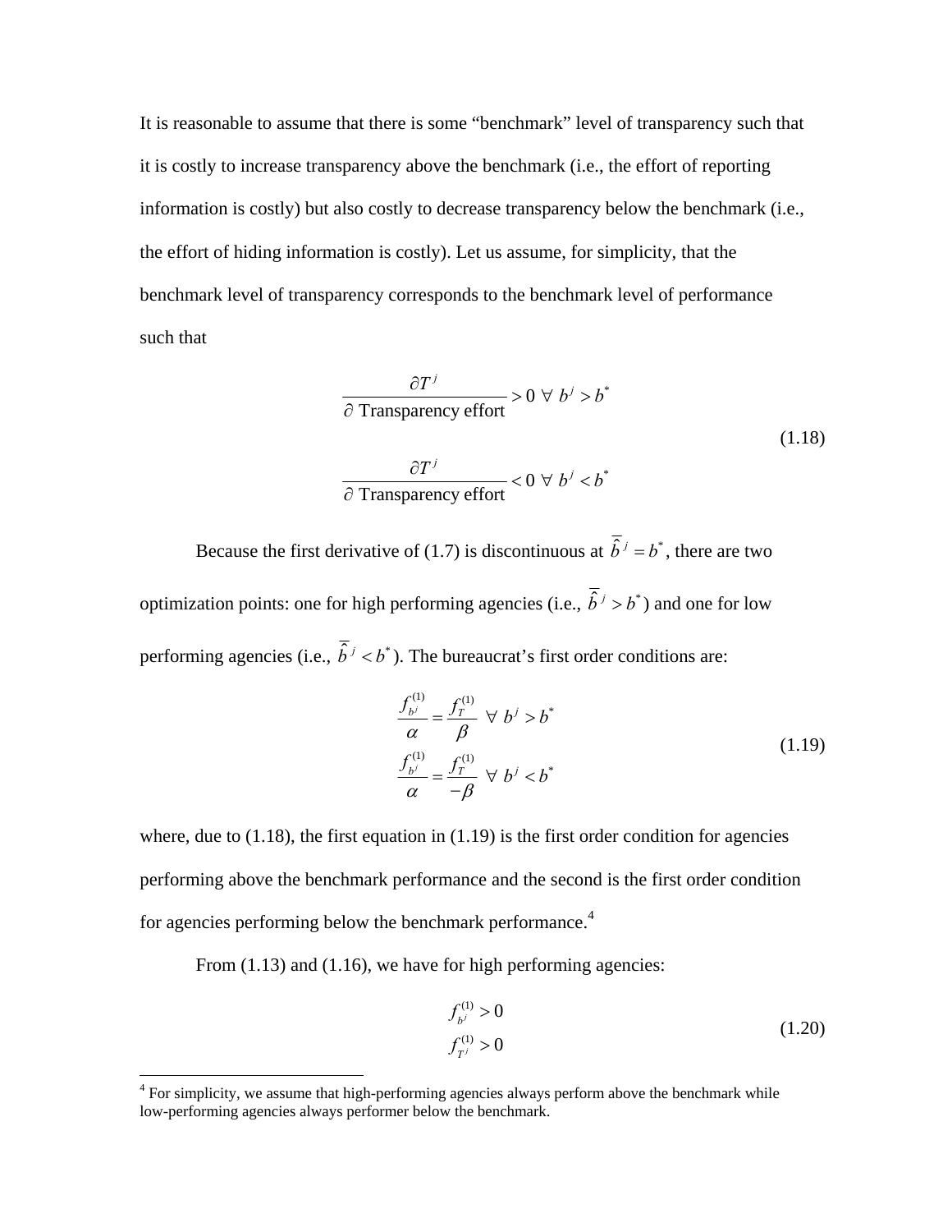It is reasonable to assume that there is some "benchmark" level of transparency such that it is costly to increase transparency above the benchmark (i.e., the effort of reporting information is costly) but also costly to decrease transparency below the benchmark (i.e., the effort of hiding information is costly). Let us assume, for simplicity, that the benchmark level of transparency corresponds to the benchmark level of performance such that

$$
\begin{aligned}
&\frac{\partial T^j}{\partial \text{ Transparency effort}} > 0 \;\forall\; b^j > b^* \\
&\frac{\partial T^j}{\partial \text{ Transparency effort}} < 0 \;\forall\; b^j < b^*
\end{aligned}
\tag{1.18}
$$

Because the first derivative of (1.7) is discontinuous at $\bar{\hat{b}}^j = b^*$, there are two optimization points: one for high performing agencies (i.e., $\bar{\hat{b}}^j > b^*$) and one for low performing agencies (i.e., $\bar{\hat{b}}^j < b^*$). The bureaucrat's first order conditions are:

$$
\begin{aligned}
&\frac{f_{b^j}^{(1)}}{\alpha} = \frac{f_T^{(1)}}{\beta} \;\;\forall\; b^j > b^* \\
&\frac{f_{b^j}^{(1)}}{\alpha} = \frac{f_T^{(1)}}{-\beta} \;\;\forall\; b^j < b^*
\end{aligned}
\tag{1.19}
$$

where, due to (1.18), the first equation in (1.19) is the first order condition for agencies performing above the benchmark performance and the second is the first order condition for agencies performing below the benchmark performance.[4]

From (1.13) and (1.16), we have for high performing agencies:

$$
\begin{aligned}
&f_{b^j}^{(1)} > 0 \\
&f_{T^j}^{(1)} > 0
\end{aligned}
\tag{1.20}
$$

[4] For simplicity, we assume that high-performing agencies always perform above the benchmark while low-performing agencies always performer below the benchmark.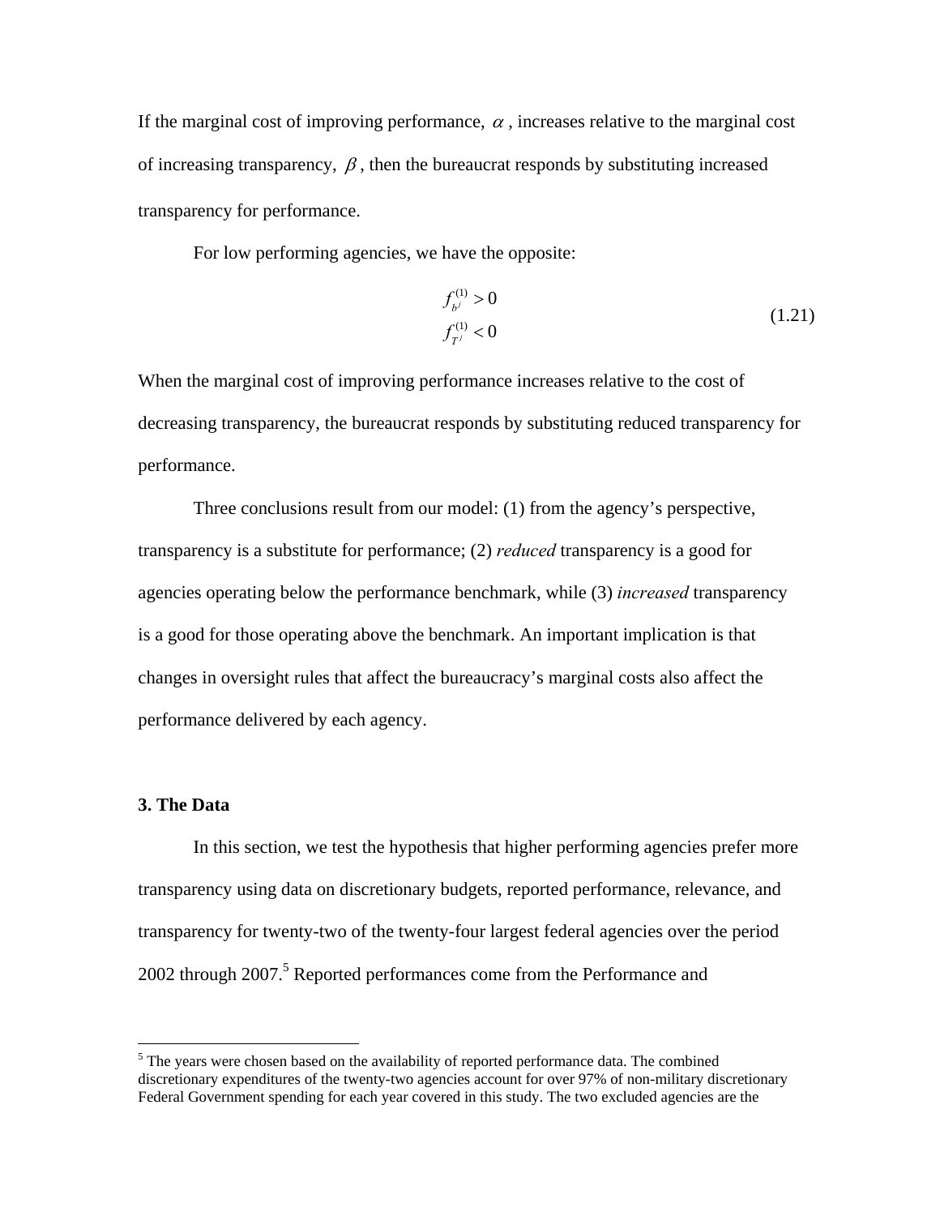If the marginal cost of improving performance, $\alpha$, increases relative to the marginal cost of increasing transparency, $\beta$, then the bureaucrat responds by substituting increased transparency for performance.

For low performing agencies, we have the opposite:

$$
\begin{aligned}
f^{(1)}_{b^j} &> 0 \\
f^{(1)}_{T^j} &< 0
\end{aligned}
\tag{1.21}
$$

When the marginal cost of improving performance increases relative to the cost of decreasing transparency, the bureaucrat responds by substituting reduced transparency for performance.

Three conclusions result from our model: (1) from the agency's perspective, transparency is a substitute for performance; (2) *reduced* transparency is a good for agencies operating below the performance benchmark, while (3) *increased* transparency is a good for those operating above the benchmark. An important implication is that changes in oversight rules that affect the bureaucracy's marginal costs also affect the performance delivered by each agency.

**3. The Data**

In this section, we test the hypothesis that higher performing agencies prefer more transparency using data on discretionary budgets, reported performance, relevance, and transparency for twenty-two of the twenty-four largest federal agencies over the period 2002 through 2007.[5] Reported performances come from the Performance and

[5] The years were chosen based on the availability of reported performance data. The combined discretionary expenditures of the twenty-two agencies account for over 97% of non-military discretionary Federal Government spending for each year covered in this study. The two excluded agencies are the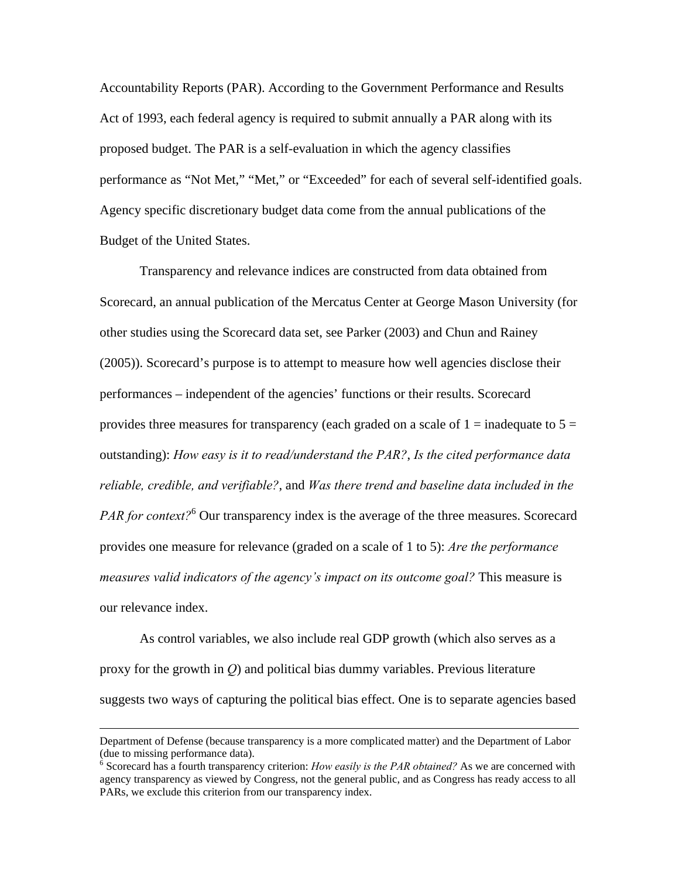Accountability Reports (PAR). According to the Government Performance and Results Act of 1993, each federal agency is required to submit annually a PAR along with its proposed budget. The PAR is a self-evaluation in which the agency classifies performance as “Not Met,” “Met,” or “Exceeded” for each of several self-identified goals. Agency specific discretionary budget data come from the annual publications of the Budget of the United States.

Transparency and relevance indices are constructed from data obtained from Scorecard, an annual publication of the Mercatus Center at George Mason University (for other studies using the Scorecard data set, see Parker (2003) and Chun and Rainey (2005)). Scorecard’s purpose is to attempt to measure how well agencies disclose their performances – independent of the agencies’ functions or their results. Scorecard provides three measures for transparency (each graded on a scale of 1 = inadequate to 5 = outstanding): *How easy is it to read/understand the PAR?*, *Is the cited performance data reliable, credible, and verifiable?*, and *Was there trend and baseline data included in the PAR for context?*[6] Our transparency index is the average of the three measures. Scorecard provides one measure for relevance (graded on a scale of 1 to 5): *Are the performance measures valid indicators of the agency’s impact on its outcome goal?* This measure is our relevance index.

As control variables, we also include real GDP growth (which also serves as a proxy for the growth in $Q$) and political bias dummy variables. Previous literature suggests two ways of capturing the political bias effect. One is to separate agencies based

---

Department of Defense (because transparency is a more complicated matter) and the Department of Labor (due to missing performance data).

[6] Scorecard has a fourth transparency criterion: *How easily is the PAR obtained?* As we are concerned with agency transparency as viewed by Congress, not the general public, and as Congress has ready access to all PARs, we exclude this criterion from our transparency index.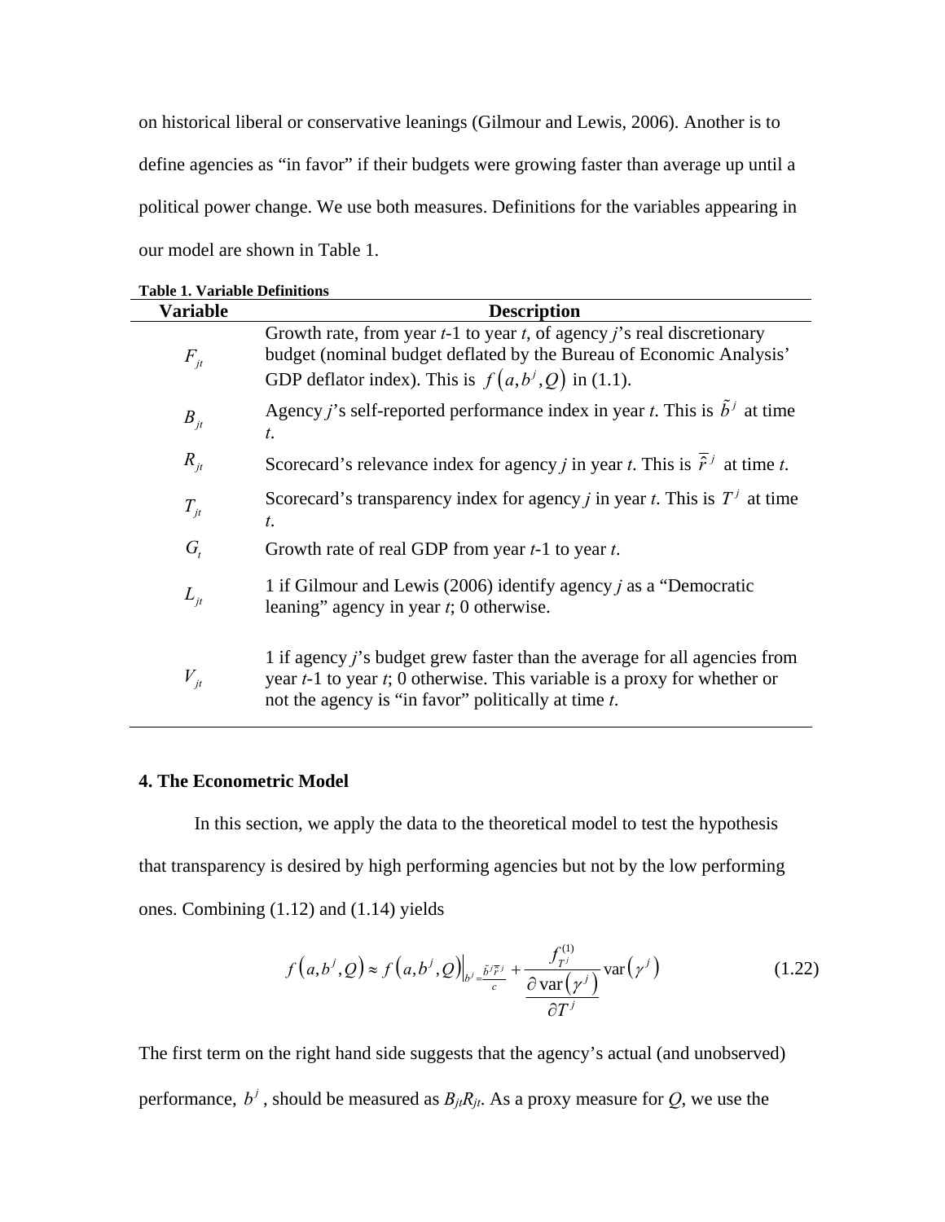on historical liberal or conservative leanings (Gilmour and Lewis, 2006). Another is to define agencies as "in favor" if their budgets were growing faster than average up until a political power change. We use both measures. Definitions for the variables appearing in our model are shown in Table 1.

**Table 1. Variable Definitions**

| Variable | Description |
|---|---|
| $F_{jt}$ | Growth rate, from year *t*-1 to year *t*, of agency *j*'s real discretionary budget (nominal budget deflated by the Bureau of Economic Analysis' GDP deflator index). This is $f\left(a,b^j,Q\right)$ in (1.1). |
| $B_{jt}$ | Agency *j*'s self-reported performance index in year *t*. This is $\tilde{b}^j$ at time *t*. |
| $R_{jt}$ | Scorecard's relevance index for agency *j* in year *t*. This is $\bar{\tilde{r}}^j$ at time *t*. |
| $T_{jt}$ | Scorecard's transparency index for agency *j* in year *t*. This is $T^j$ at time *t*. |
| $G_t$ | Growth rate of real GDP from year *t*-1 to year *t*. |
| $L_{jt}$ | 1 if Gilmour and Lewis (2006) identify agency *j* as a "Democratic leaning" agency in year *t*; 0 otherwise. |
| $V_{jt}$ | 1 if agency *j*'s budget grew faster than the average for all agencies from year *t*-1 to year *t*; 0 otherwise. This variable is a proxy for whether or not the agency is "in favor" politically at time *t*. |

## 4. The Econometric Model

In this section, we apply the data to the theoretical model to test the hypothesis that transparency is desired by high performing agencies but not by the low performing ones. Combining (1.12) and (1.14) yields

$$f\left(a,b^j,Q\right) \approx f\left(a,b^j,Q\right)\Big|_{b^j=\frac{\tilde{b}^j\bar{\tilde{r}}^j}{c}} + \frac{f_{T^j}^{(1)}}{\dfrac{\partial \operatorname{var}\left(\gamma^j\right)}{\partial T^j}} \operatorname{var}\left(\gamma^j\right) \tag{1.22}$$

The first term on the right hand side suggests that the agency's actual (and unobserved) performance, $b^j$, should be measured as $B_{jt}R_{jt}$. As a proxy measure for $Q$, we use the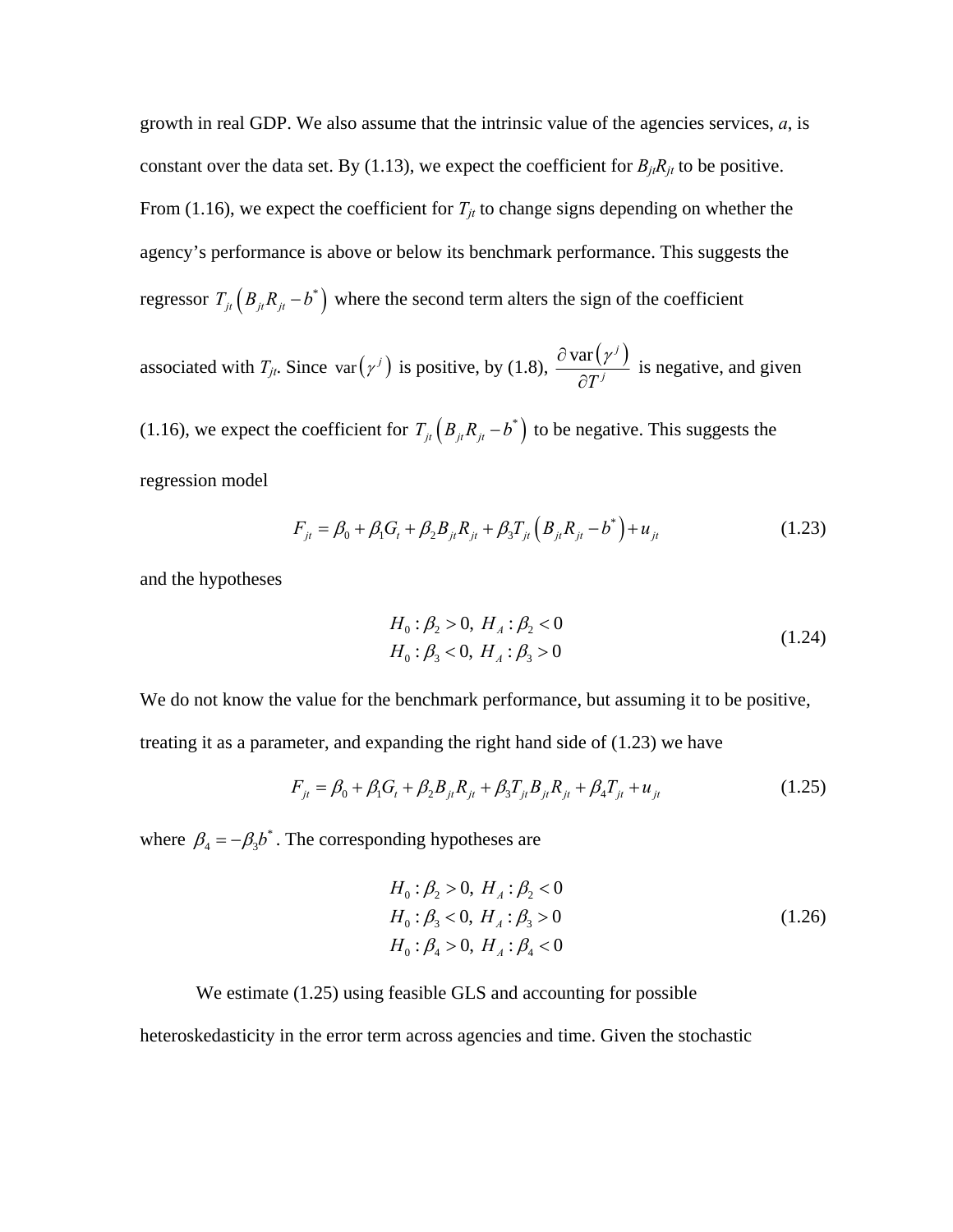growth in real GDP. We also assume that the intrinsic value of the agencies services, *a*, is constant over the data set. By (1.13), we expect the coefficient for $B_{jt}R_{jt}$ to be positive. From (1.16), we expect the coefficient for $T_{jt}$ to change signs depending on whether the agency's performance is above or below its benchmark performance. This suggests the regressor $T_{jt}\left(B_{jt}R_{jt}-b^{*}\right)$ where the second term alters the sign of the coefficient associated with $T_{jt}$. Since $\operatorname{var}\left(\gamma^{j}\right)$ is positive, by (1.8), $\frac{\partial \operatorname{var}\left(\gamma^{j}\right)}{\partial T^{j}}$ is negative, and given (1.16), we expect the coefficient for $T_{jt}\left(B_{jt}R_{jt}-b^{*}\right)$ to be negative. This suggests the regression model

$$F_{jt}=\beta_{0}+\beta_{1}G_{t}+\beta_{2}B_{jt}R_{jt}+\beta_{3}T_{jt}\left(B_{jt}R_{jt}-b^{*}\right)+u_{jt} \tag{1.23}$$

and the hypotheses

$$\begin{aligned} &H_{0}: \beta_{2}>0,\ H_{A}: \beta_{2}<0 \\ &H_{0}: \beta_{3}<0,\ H_{A}: \beta_{3}>0 \end{aligned} \tag{1.24}$$

We do not know the value for the benchmark performance, but assuming it to be positive, treating it as a parameter, and expanding the right hand side of (1.23) we have

$$F_{jt}=\beta_{0}+\beta_{1}G_{t}+\beta_{2}B_{jt}R_{jt}+\beta_{3}T_{jt}B_{jt}R_{jt}+\beta_{4}T_{jt}+u_{jt} \tag{1.25}$$

where $\beta_{4}=-\beta_{3}b^{*}$. The corresponding hypotheses are

$$\begin{aligned} &H_{0}: \beta_{2}>0,\ H_{A}: \beta_{2}<0 \\ &H_{0}: \beta_{3}<0,\ H_{A}: \beta_{3}>0 \\ &H_{0}: \beta_{4}>0,\ H_{A}: \beta_{4}<0 \end{aligned} \tag{1.26}$$

We estimate (1.25) using feasible GLS and accounting for possible heteroskedasticity in the error term across agencies and time. Given the stochastic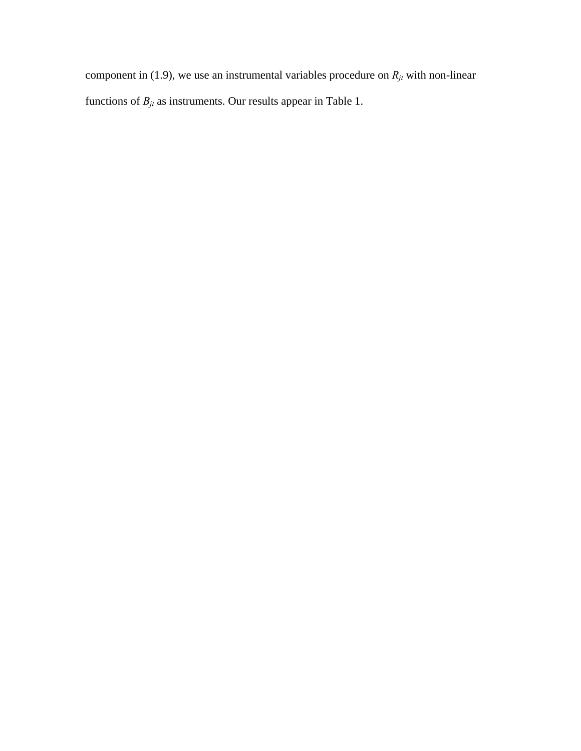component in (1.9), we use an instrumental variables procedure on $R_{jt}$ with non-linear functions of $B_{jt}$ as instruments. Our results appear in Table 1.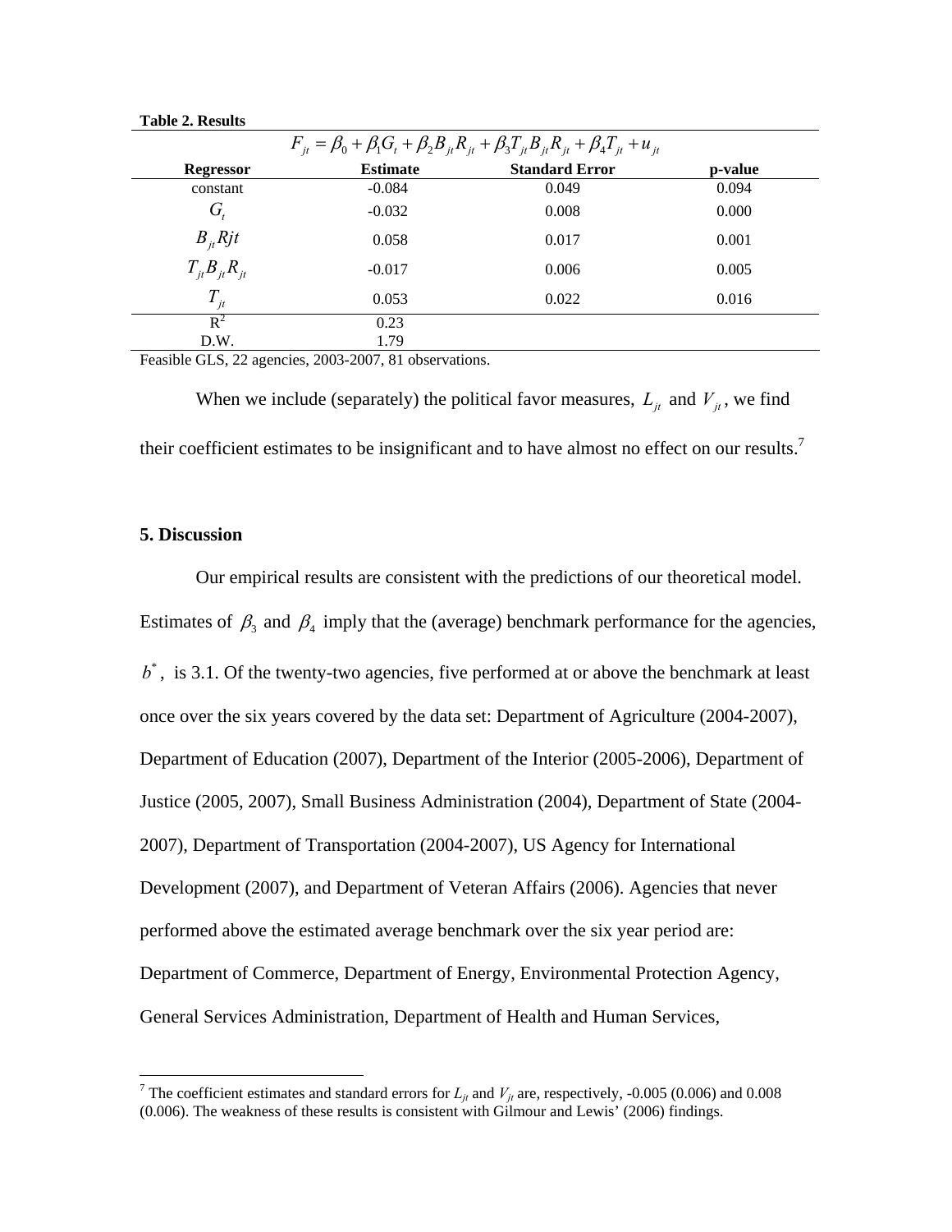**Table 2. Results**

$$F_{jt} = \beta_0 + \beta_1 G_t + \beta_2 B_{jt} R_{jt} + \beta_3 T_{jt} B_{jt} R_{jt} + \beta_4 T_{jt} + u_{jt}$$

| Regressor | Estimate | Standard Error | p-value |
|---|---|---|---|
| constant | -0.084 | 0.049 | 0.094 |
| $G_t$ | -0.032 | 0.008 | 0.000 |
| $B_{jt} Rjt$ | 0.058 | 0.017 | 0.001 |
| $T_{jt} B_{jt} R_{jt}$ | -0.017 | 0.006 | 0.005 |
| $T_{jt}$ | 0.053 | 0.022 | 0.016 |
| $R^2$ | 0.23 | | |
| D.W. | 1.79 | | |

Feasible GLS, 22 agencies, 2003-2007, 81 observations.

When we include (separately) the political favor measures, $L_{jt}$ and $V_{jt}$, we find their coefficient estimates to be insignificant and to have almost no effect on our results.[7]

## 5. Discussion

Our empirical results are consistent with the predictions of our theoretical model. Estimates of $\beta_3$ and $\beta_4$ imply that the (average) benchmark performance for the agencies, $b^*$, is 3.1. Of the twenty-two agencies, five performed at or above the benchmark at least once over the six years covered by the data set: Department of Agriculture (2004-2007), Department of Education (2007), Department of the Interior (2005-2006), Department of Justice (2005, 2007), Small Business Administration (2004), Department of State (2004-2007), Department of Transportation (2004-2007), US Agency for International Development (2007), and Department of Veteran Affairs (2006). Agencies that never performed above the estimated average benchmark over the six year period are: Department of Commerce, Department of Energy, Environmental Protection Agency, General Services Administration, Department of Health and Human Services,

[7] The coefficient estimates and standard errors for $L_{jt}$ and $V_{jt}$ are, respectively, -0.005 (0.006) and 0.008 (0.006). The weakness of these results is consistent with Gilmour and Lewis' (2006) findings.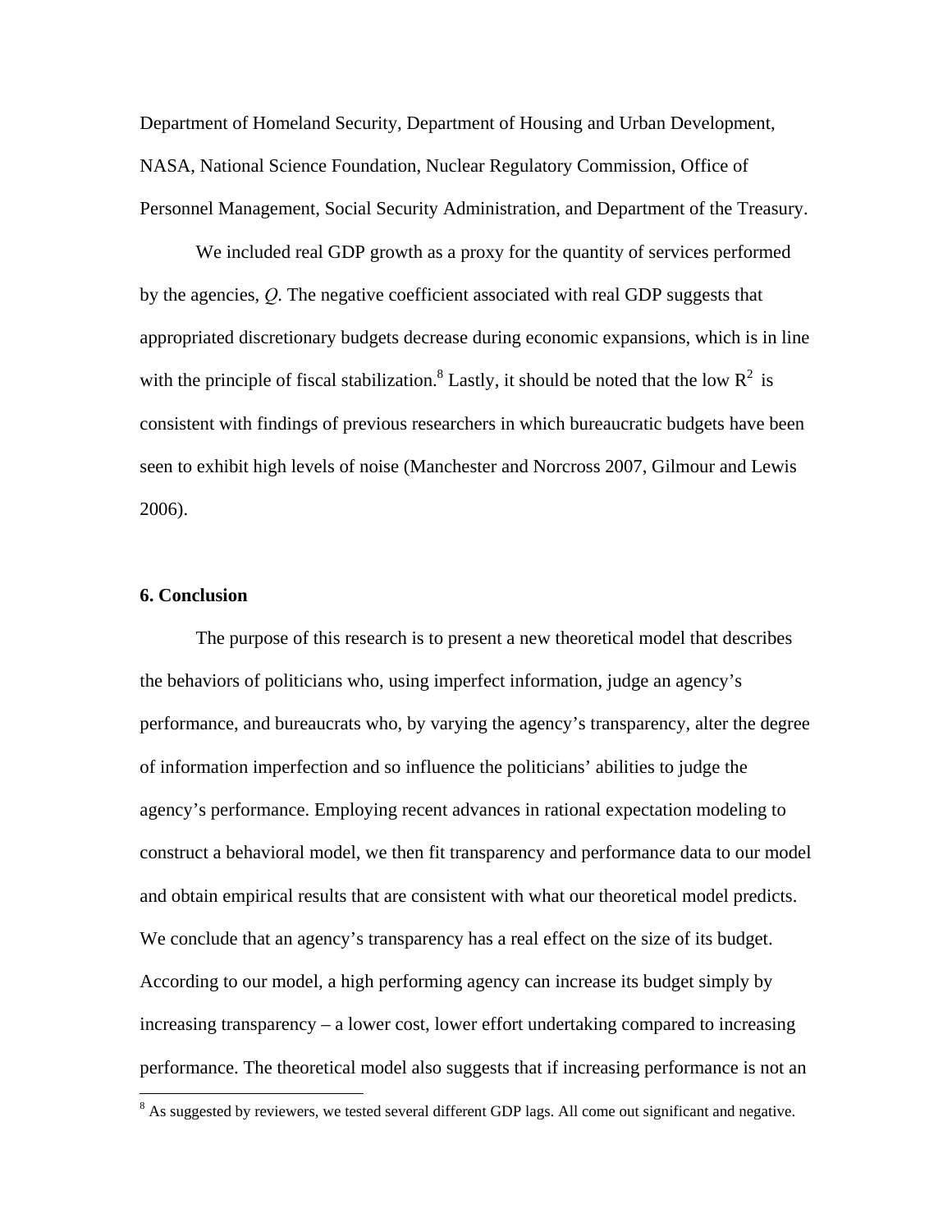Department of Homeland Security, Department of Housing and Urban Development, NASA, National Science Foundation, Nuclear Regulatory Commission, Office of Personnel Management, Social Security Administration, and Department of the Treasury.

We included real GDP growth as a proxy for the quantity of services performed by the agencies, $Q$. The negative coefficient associated with real GDP suggests that appropriated discretionary budgets decrease during economic expansions, which is in line with the principle of fiscal stabilization.[8] Lastly, it should be noted that the low $R^2$ is consistent with findings of previous researchers in which bureaucratic budgets have been seen to exhibit high levels of noise (Manchester and Norcross 2007, Gilmour and Lewis 2006).

## 6. Conclusion

The purpose of this research is to present a new theoretical model that describes the behaviors of politicians who, using imperfect information, judge an agency's performance, and bureaucrats who, by varying the agency's transparency, alter the degree of information imperfection and so influence the politicians' abilities to judge the agency's performance. Employing recent advances in rational expectation modeling to construct a behavioral model, we then fit transparency and performance data to our model and obtain empirical results that are consistent with what our theoretical model predicts. We conclude that an agency's transparency has a real effect on the size of its budget. According to our model, a high performing agency can increase its budget simply by increasing transparency – a lower cost, lower effort undertaking compared to increasing performance. The theoretical model also suggests that if increasing performance is not an

[8] As suggested by reviewers, we tested several different GDP lags. All come out significant and negative.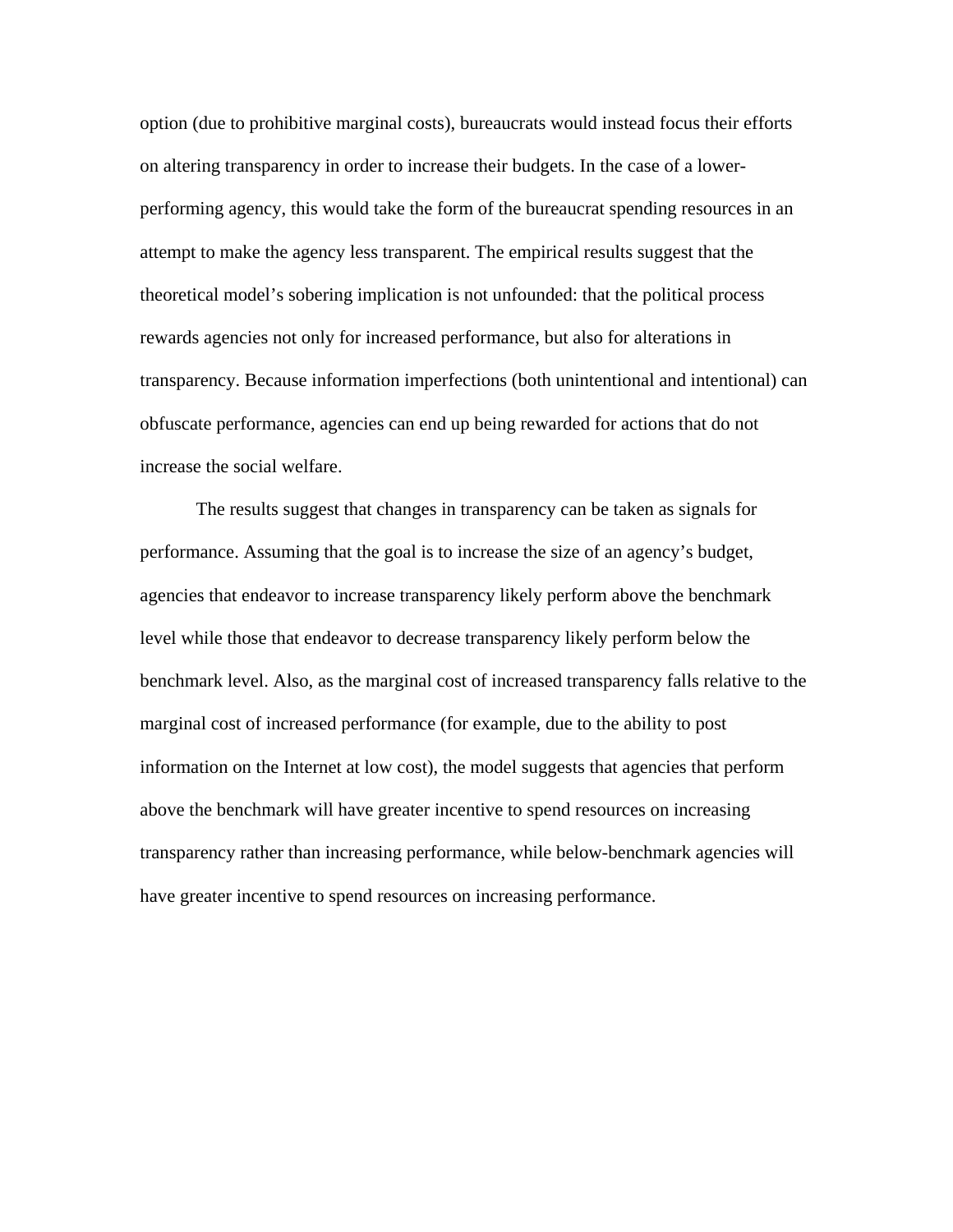option (due to prohibitive marginal costs), bureaucrats would instead focus their efforts on altering transparency in order to increase their budgets. In the case of a lower-performing agency, this would take the form of the bureaucrat spending resources in an attempt to make the agency less transparent. The empirical results suggest that the theoretical model's sobering implication is not unfounded: that the political process rewards agencies not only for increased performance, but also for alterations in transparency. Because information imperfections (both unintentional and intentional) can obfuscate performance, agencies can end up being rewarded for actions that do not increase the social welfare.

The results suggest that changes in transparency can be taken as signals for performance. Assuming that the goal is to increase the size of an agency's budget, agencies that endeavor to increase transparency likely perform above the benchmark level while those that endeavor to decrease transparency likely perform below the benchmark level. Also, as the marginal cost of increased transparency falls relative to the marginal cost of increased performance (for example, due to the ability to post information on the Internet at low cost), the model suggests that agencies that perform above the benchmark will have greater incentive to spend resources on increasing transparency rather than increasing performance, while below-benchmark agencies will have greater incentive to spend resources on increasing performance.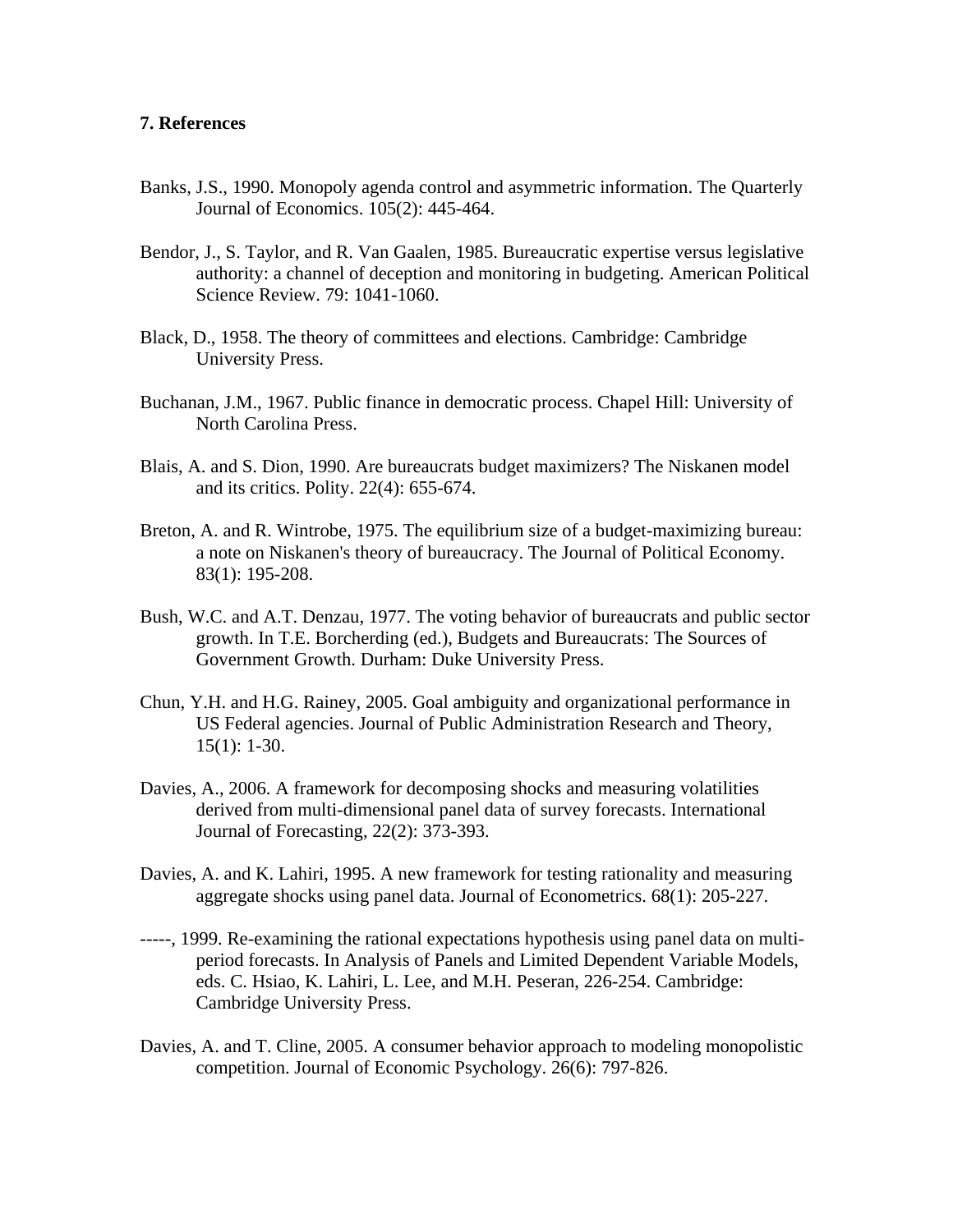### 7. References

Banks, J.S., 1990. Monopoly agenda control and asymmetric information. The Quarterly Journal of Economics. 105(2): 445-464.

Bendor, J., S. Taylor, and R. Van Gaalen, 1985. Bureaucratic expertise versus legislative authority: a channel of deception and monitoring in budgeting. American Political Science Review. 79: 1041-1060.

Black, D., 1958. The theory of committees and elections. Cambridge: Cambridge University Press.

Buchanan, J.M., 1967. Public finance in democratic process. Chapel Hill: University of North Carolina Press.

Blais, A. and S. Dion, 1990. Are bureaucrats budget maximizers? The Niskanen model and its critics. Polity. 22(4): 655-674.

Breton, A. and R. Wintrobe, 1975. The equilibrium size of a budget-maximizing bureau: a note on Niskanen's theory of bureaucracy. The Journal of Political Economy. 83(1): 195-208.

Bush, W.C. and A.T. Denzau, 1977. The voting behavior of bureaucrats and public sector growth. In T.E. Borcherding (ed.), Budgets and Bureaucrats: The Sources of Government Growth. Durham: Duke University Press.

Chun, Y.H. and H.G. Rainey, 2005. Goal ambiguity and organizational performance in US Federal agencies. Journal of Public Administration Research and Theory, 15(1): 1-30.

Davies, A., 2006. A framework for decomposing shocks and measuring volatilities derived from multi-dimensional panel data of survey forecasts. International Journal of Forecasting, 22(2): 373-393.

Davies, A. and K. Lahiri, 1995. A new framework for testing rationality and measuring aggregate shocks using panel data. Journal of Econometrics. 68(1): 205-227.

-----, 1999. Re-examining the rational expectations hypothesis using panel data on multi-period forecasts. In Analysis of Panels and Limited Dependent Variable Models, eds. C. Hsiao, K. Lahiri, L. Lee, and M.H. Peseran, 226-254. Cambridge: Cambridge University Press.

Davies, A. and T. Cline, 2005. A consumer behavior approach to modeling monopolistic competition. Journal of Economic Psychology. 26(6): 797-826.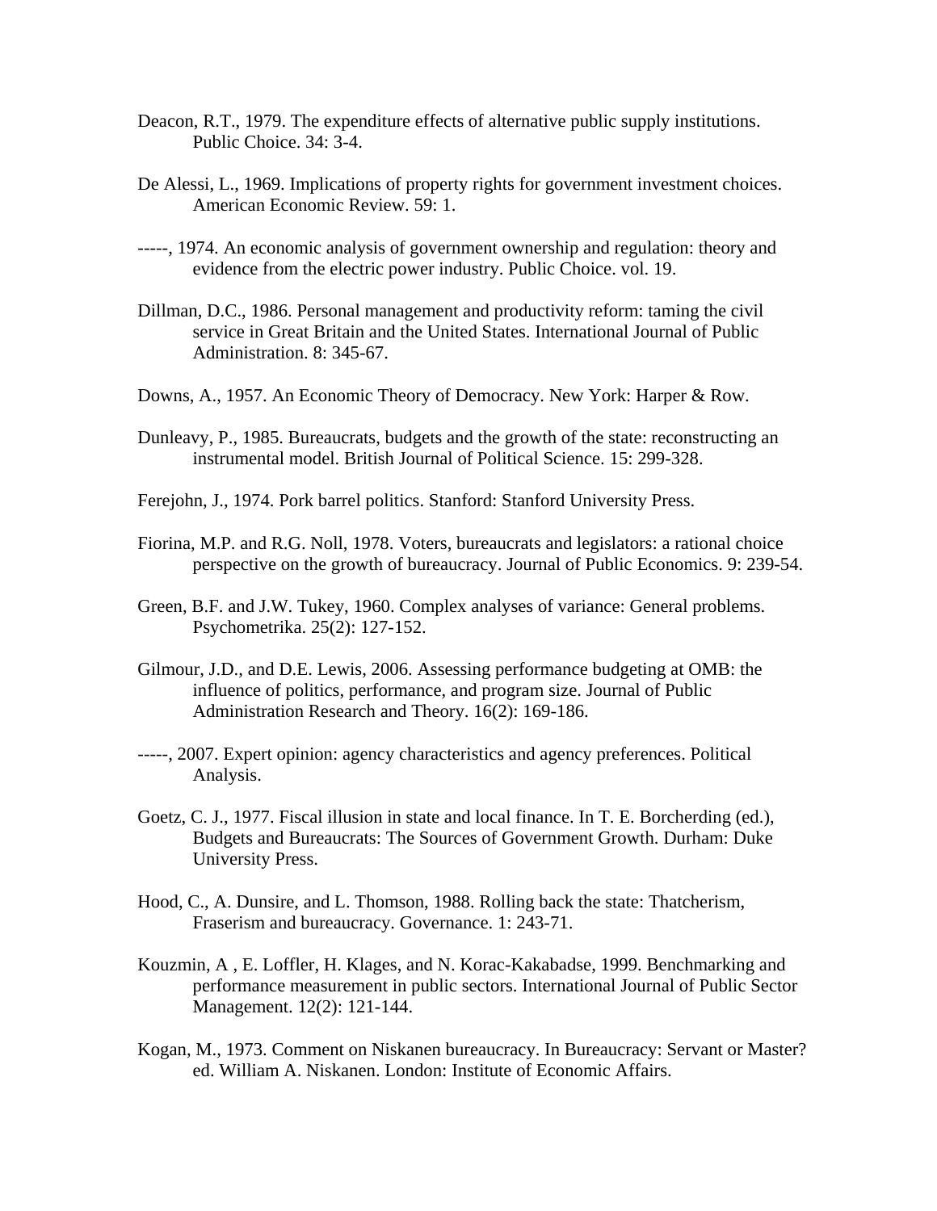Deacon, R.T., 1979. The expenditure effects of alternative public supply institutions. Public Choice. 34: 3-4.

De Alessi, L., 1969. Implications of property rights for government investment choices. American Economic Review. 59: 1.

-----, 1974. An economic analysis of government ownership and regulation: theory and evidence from the electric power industry. Public Choice. vol. 19.

Dillman, D.C., 1986. Personal management and productivity reform: taming the civil service in Great Britain and the United States. International Journal of Public Administration. 8: 345-67.

Downs, A., 1957. An Economic Theory of Democracy. New York: Harper & Row.

Dunleavy, P., 1985. Bureaucrats, budgets and the growth of the state: reconstructing an instrumental model. British Journal of Political Science. 15: 299-328.

Ferejohn, J., 1974. Pork barrel politics. Stanford: Stanford University Press.

Fiorina, M.P. and R.G. Noll, 1978. Voters, bureaucrats and legislators: a rational choice perspective on the growth of bureaucracy. Journal of Public Economics. 9: 239-54.

Green, B.F. and J.W. Tukey, 1960. Complex analyses of variance: General problems. Psychometrika. 25(2): 127-152.

Gilmour, J.D., and D.E. Lewis, 2006. Assessing performance budgeting at OMB: the influence of politics, performance, and program size. Journal of Public Administration Research and Theory. 16(2): 169-186.

-----, 2007. Expert opinion: agency characteristics and agency preferences. Political Analysis.

Goetz, C. J., 1977. Fiscal illusion in state and local finance. In T. E. Borcherding (ed.), Budgets and Bureaucrats: The Sources of Government Growth. Durham: Duke University Press.

Hood, C., A. Dunsire, and L. Thomson, 1988. Rolling back the state: Thatcherism, Fraserism and bureaucracy. Governance. 1: 243-71.

Kouzmin, A , E. Loffler, H. Klages, and N. Korac-Kakabadse, 1999. Benchmarking and performance measurement in public sectors. International Journal of Public Sector Management. 12(2): 121-144.

Kogan, M., 1973. Comment on Niskanen bureaucracy. In Bureaucracy: Servant or Master? ed. William A. Niskanen. London: Institute of Economic Affairs.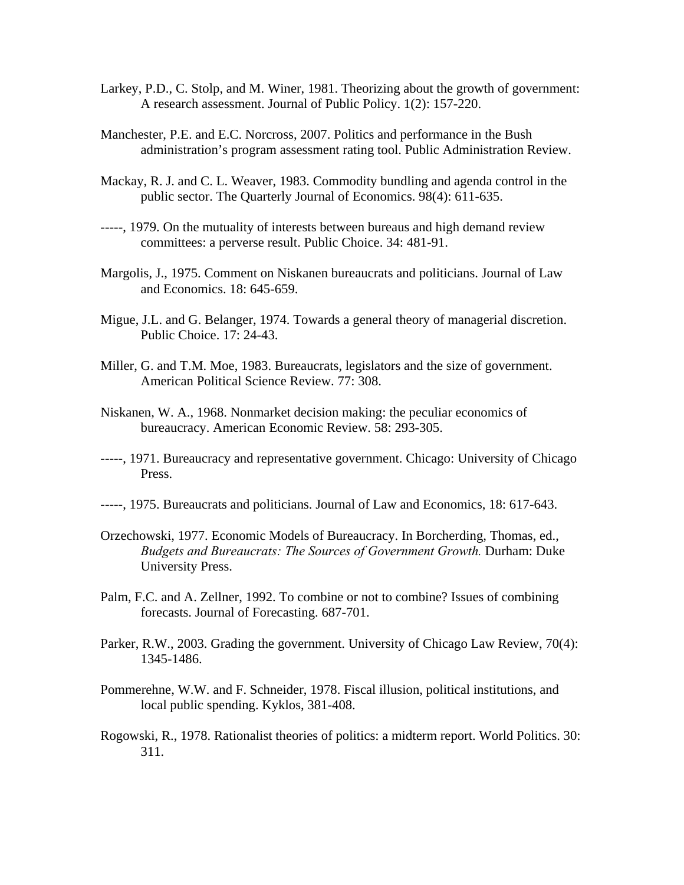Larkey, P.D., C. Stolp, and M. Winer, 1981. Theorizing about the growth of government: A research assessment. Journal of Public Policy. 1(2): 157-220.

Manchester, P.E. and E.C. Norcross, 2007. Politics and performance in the Bush administration's program assessment rating tool. Public Administration Review.

Mackay, R. J. and C. L. Weaver, 1983. Commodity bundling and agenda control in the public sector. The Quarterly Journal of Economics. 98(4): 611-635.

-----, 1979. On the mutuality of interests between bureaus and high demand review committees: a perverse result. Public Choice. 34: 481-91.

Margolis, J., 1975. Comment on Niskanen bureaucrats and politicians. Journal of Law and Economics. 18: 645-659.

Migue, J.L. and G. Belanger, 1974. Towards a general theory of managerial discretion. Public Choice. 17: 24-43.

Miller, G. and T.M. Moe, 1983. Bureaucrats, legislators and the size of government. American Political Science Review. 77: 308.

Niskanen, W. A., 1968. Nonmarket decision making: the peculiar economics of bureaucracy. American Economic Review. 58: 293-305.

-----, 1971. Bureaucracy and representative government. Chicago: University of Chicago Press.

-----, 1975. Bureaucrats and politicians. Journal of Law and Economics, 18: 617-643.

Orzechowski, 1977. Economic Models of Bureaucracy. In Borcherding, Thomas, ed., *Budgets and Bureaucrats: The Sources of Government Growth.* Durham: Duke University Press.

Palm, F.C. and A. Zellner, 1992. To combine or not to combine? Issues of combining forecasts. Journal of Forecasting. 687-701.

Parker, R.W., 2003. Grading the government. University of Chicago Law Review, 70(4): 1345-1486.

Pommerehne, W.W. and F. Schneider, 1978. Fiscal illusion, political institutions, and local public spending. Kyklos, 381-408.

Rogowski, R., 1978. Rationalist theories of politics: a midterm report. World Politics. 30: 311.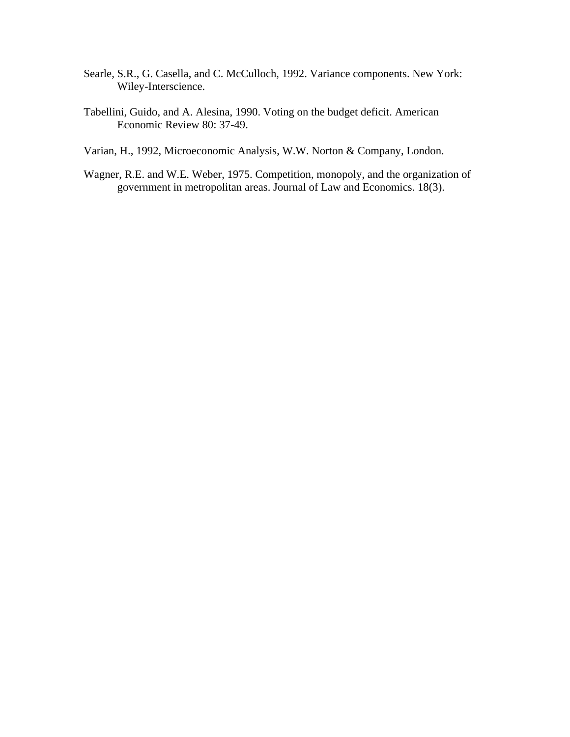Searle, S.R., G. Casella, and C. McCulloch, 1992. Variance components. New York: Wiley-Interscience.

Tabellini, Guido, and A. Alesina, 1990. Voting on the budget deficit. American Economic Review 80: 37-49.

Varian, H., 1992, Microeconomic Analysis, W.W. Norton & Company, London.

Wagner, R.E. and W.E. Weber, 1975. Competition, monopoly, and the organization of government in metropolitan areas. Journal of Law and Economics. 18(3).